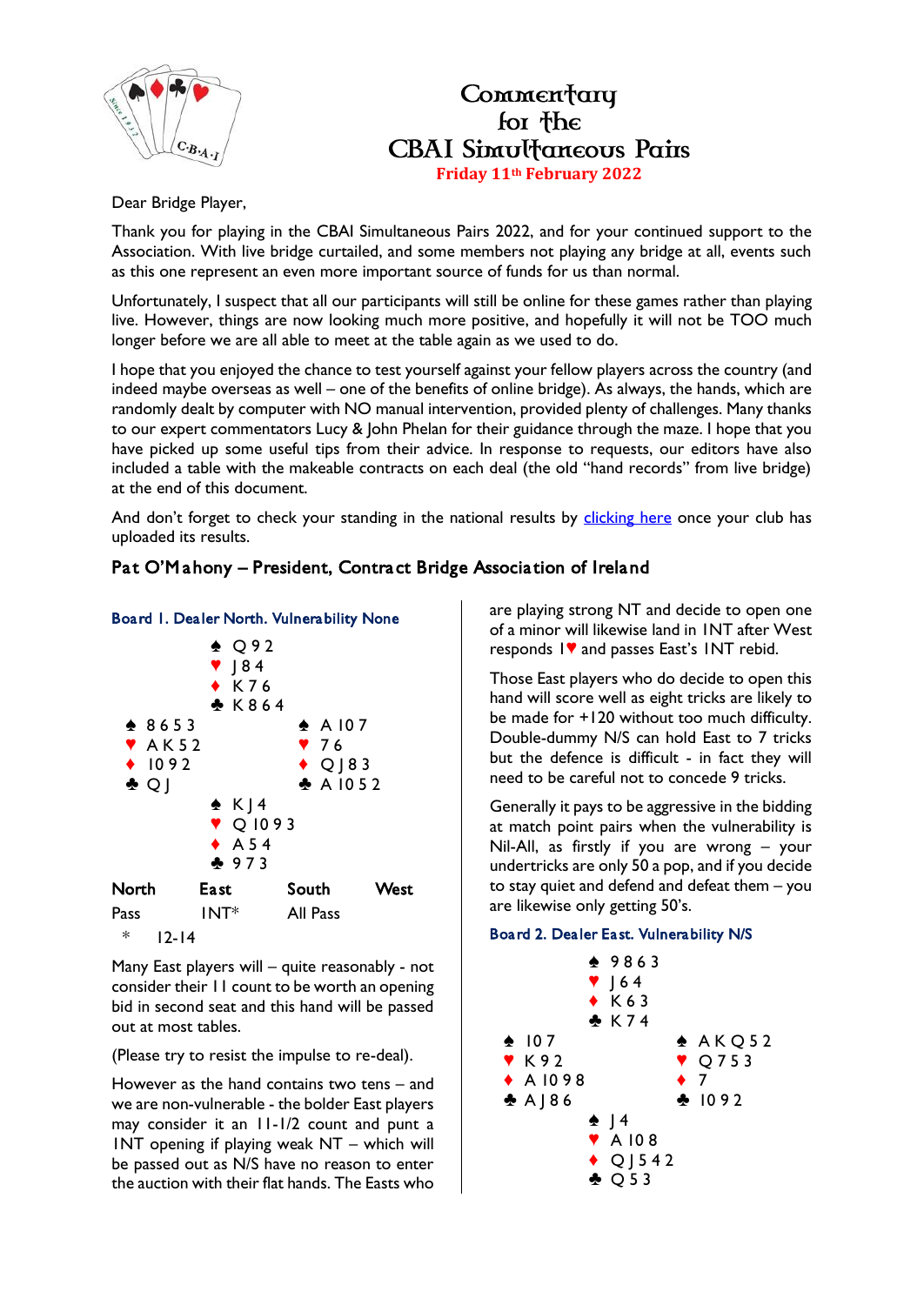# Commentary for the CBAI Simultaneous Pairs

**Friday 11th February 2022**

Dear Bridge Player,

Thank you for playing in the CBAI Simultaneous Pairs 2022, and for your continued support to the Association. With live bridge curtailed, and some members not playing any bridge at all, events such as this one represent an even more important source of funds for us than normal.

Unfortunately, I suspect that all our participants will still be online for these games rather than playing live. However, things are now looking much more positive, and hopefully it will not be TOO much longer before we are all able to meet at the table again as we used to do.

I hope that you enjoyed the chance to test yourself against your fellow players across the country (and indeed maybe overseas as well – one of the benefits of online bridge). As always, the hands, which are randomly dealt by computer with NO manual intervention, provided plenty of challenges. Many thanks to our expert commentators Lucy & John Phelan for their guidance through the maze. I hope that you have picked up some useful tips from their advice. In response to requests, our editors have also included a table with the makeable contracts on each deal (the old "hand records" from live bridge) at the end of this document.

And don't forget to check your standing in the national results by clicking here once your club has uploaded its results.

**Pat O'Mahony – President, Contract Bridge Association of Ireland**

### Board 1. Dealer North. Vulnerability None

```
              ♠ Q 9 2
              ♥ J 8 4
              ♦ K 7 6
              ♣ K 8 6 4
♠ 8 6 5 3                 ♠ A 10 7
♥ A K 5 2                 ♥ 7 6
♦ 10 9 2                  ♦ Q J 8 3
♣ Q J                     ♣ A 10 5 2
              ♠ K J 4
              ♥ Q 10 9 3
              ♦ A 5 4
              ♣ 9 7 3
```

| North | East | South | West |
|---|---|---|---|
| Pass | 1NT* | All Pass | |

\* 12-14

Many East players will – quite reasonably - not consider their 11 count to be worth an opening bid in second seat and this hand will be passed out at most tables.

(Please try to resist the impulse to re-deal).

However as the hand contains two tens – and we are non-vulnerable - the bolder East players may consider it an 11-1/2 count and punt a 1NT opening if playing weak NT – which will be passed out as N/S have no reason to enter the auction with their flat hands. The Easts who are playing strong NT and decide to open one of a minor will likewise land in 1NT after West responds 1♥ and passes East's 1NT rebid.

Those East players who do decide to open this hand will score well as eight tricks are likely to be made for +120 without too much difficulty. Double-dummy N/S can hold East to 7 tricks but the defence is difficult - in fact they will need to be careful not to concede 9 tricks.

Generally it pays to be aggressive in the bidding at match point pairs when the vulnerability is Nil-All, as firstly if you are wrong – your undertricks are only 50 a pop, and if you decide to stay quiet and defend and defeat them – you are likewise only getting 50's.

### Board 2. Dealer East. Vulnerability N/S

```
              ♠ 9 8 6 3
              ♥ J 6 4
              ♦ K 6 3
              ♣ K 7 4
♠ 10 7                    ♠ A K Q 5 2
♥ K 9 2                   ♥ Q 7 5 3
♦ A 10 9 8                ♦ 7
♣ A J 8 6                 ♣ 10 9 2
              ♠ J 4
              ♥ A 10 8
              ♦ Q J 5 4 2
              ♣ Q 5 3
```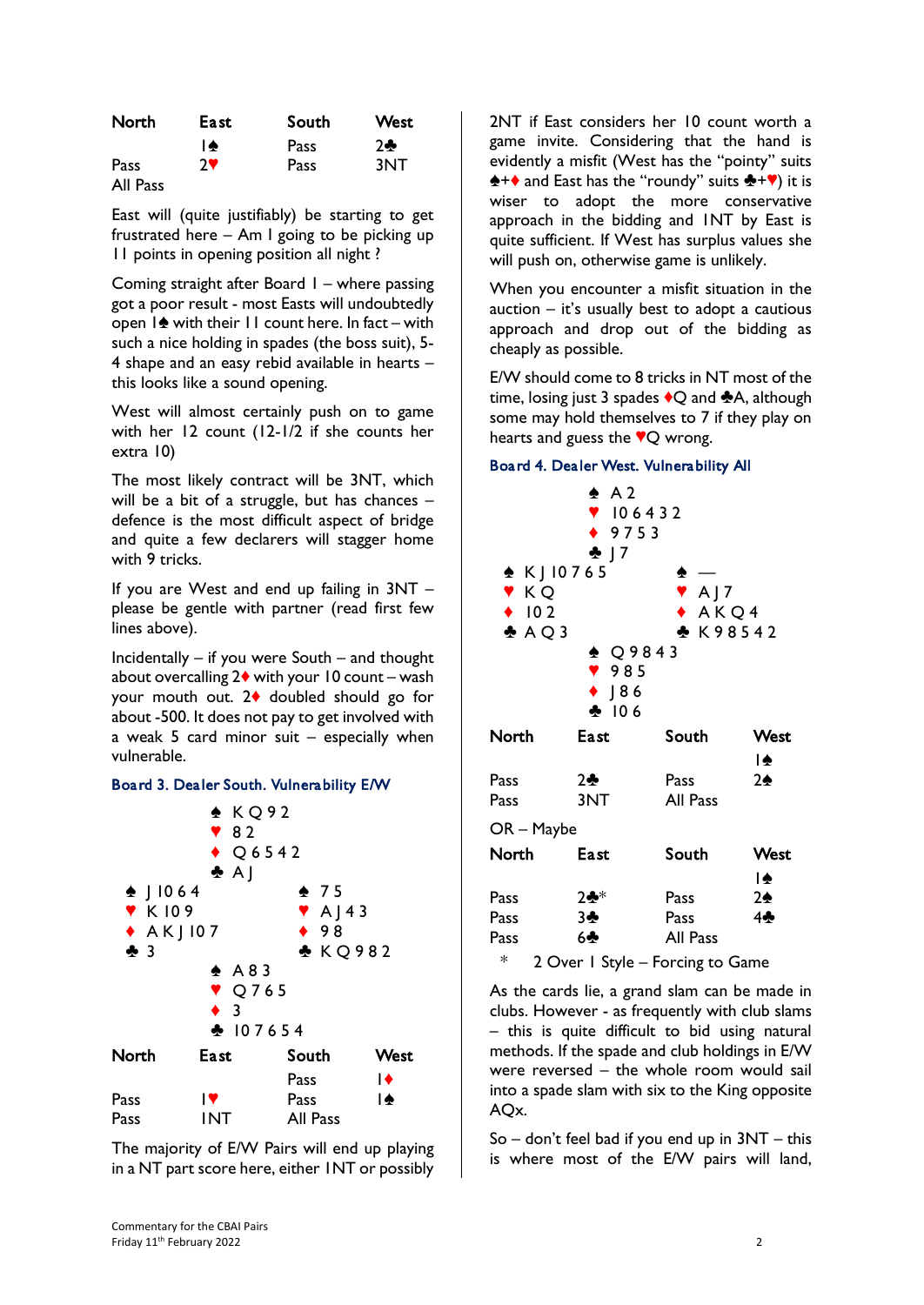| North | East | South | West |
|---|---|---|---|
| | 1♠ | Pass | 2♣ |
| Pass | 2♥ | Pass | 3NT |
| All Pass | | | |

East will (quite justifiably) be starting to get frustrated here – Am I going to be picking up 11 points in opening position all night ?

Coming straight after Board 1 – where passing got a poor result - most Easts will undoubtedly open 1♠ with their 11 count here. In fact – with such a nice holding in spades (the boss suit), 5-4 shape and an easy rebid available in hearts – this looks like a sound opening.

West will almost certainly push on to game with her 12 count (12-1/2 if she counts her extra 10)

The most likely contract will be 3NT, which will be a bit of a struggle, but has chances – defence is the most difficult aspect of bridge and quite a few declarers will stagger home with 9 tricks.

If you are West and end up failing in 3NT – please be gentle with partner (read first few lines above).

Incidentally – if you were South – and thought about overcalling 2♦ with your 10 count – wash your mouth out. 2♦ doubled should go for about -500. It does not pay to get involved with a weak 5 card minor suit – especially when vulnerable.

### Board 3. Dealer South. Vulnerability E/W

North: ♠ K Q 9 2 ♥ 8 2 ♦ Q 6 5 4 2 ♣ A J

West: ♠ J 10 6 4 ♥ K 10 9 ♦ A K J 10 7 ♣ 3

East: ♠ 7 5 ♥ A J 4 3 ♦ 9 8 ♣ K Q 9 8 2

South: ♠ A 8 3 ♥ Q 7 6 5 ♦ 3 ♣ 10 7 6 5 4

| North | East | South | West |
|---|---|---|---|
| | | Pass | 1♦ |
| Pass | 1♥ | Pass | 1♠ |
| Pass | 1NT | All Pass | |

The majority of E/W Pairs will end up playing in a NT part score here, either 1NT or possibly 2NT if East considers her 10 count worth a game invite. Considering that the hand is evidently a misfit (West has the "pointy" suits ♠+♦ and East has the "roundy" suits ♣+♥) it is wiser to adopt the more conservative approach in the bidding and 1NT by East is quite sufficient. If West has surplus values she will push on, otherwise game is unlikely.

When you encounter a misfit situation in the auction – it's usually best to adopt a cautious approach and drop out of the bidding as cheaply as possible.

E/W should come to 8 tricks in NT most of the time, losing just 3 spades ♦Q and ♣A, although some may hold themselves to 7 if they play on hearts and guess the ♥Q wrong.

### Board 4. Dealer West. Vulnerability All

North: ♠ A 2 ♥ 10 6 4 3 2 ♦ 9 7 5 3 ♣ J 7

West: ♠ K J 10 7 6 5 ♥ K Q ♦ 10 2 ♣ A Q 3

East: ♠ — ♥ A J 7 ♦ A K Q 4 ♣ K 9 8 5 4 2

South: ♠ Q 9 8 4 3 ♥ 9 8 5 ♦ J 8 6 ♣ 10 6

| North | East | South | West |
|---|---|---|---|
| | | | 1♠ |
| Pass | 2♣ | Pass | 2♠ |
| Pass | 3NT | All Pass | |

OR – Maybe

| North | East | South | West |
|---|---|---|---|
| | | | 1♠ |
| Pass | 2♣* | Pass | 2♠ |
| Pass | 3♣ | Pass | 4♣ |
| Pass | 6♣ | All Pass | |

\* 2 Over 1 Style – Forcing to Game

As the cards lie, a grand slam can be made in clubs. However - as frequently with club slams – this is quite difficult to bid using natural methods. If the spade and club holdings in E/W were reversed – the whole room would sail into a spade slam with six to the King opposite AQx.

So – don't feel bad if you end up in 3NT – this is where most of the E/W pairs will land,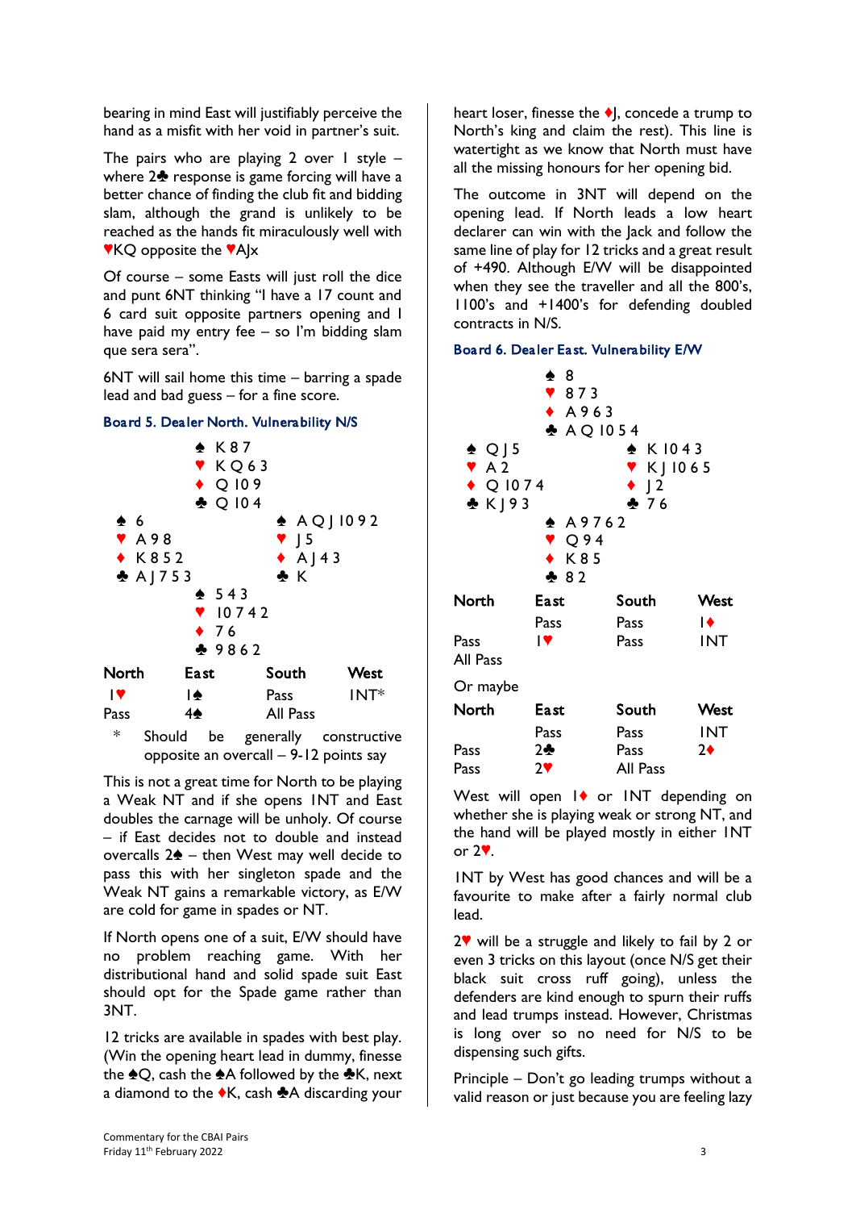bearing in mind East will justifiably perceive the hand as a misfit with her void in partner's suit.

The pairs who are playing 2 over 1 style – where 2♣ response is game forcing will have a better chance of finding the club fit and bidding slam, although the grand is unlikely to be reached as the hands fit miraculously well with ♥KQ opposite the ♥AJx

Of course – some Easts will just roll the dice and punt 6NT thinking "I have a 17 count and 6 card suit opposite partners opening and I have paid my entry fee – so I'm bidding slam que sera sera".

6NT will sail home this time – barring a spade lead and bad guess – for a fine score.

### Board 5. Dealer North. Vulnerability N/S

```
            ♠ K 8 7
            ♥ K Q 6 3
            ♦ Q 10 9
            ♣ Q 10 4
♠ 6                     ♠ A Q J 10 9 2
♥ A 9 8                 ♥ J 5
♦ K 8 5 2               ♦ A J 4 3
♣ A J 7 5 3             ♣ K
            ♠ 5 4 3
            ♥ 10 7 4 2
            ♦ 7 6
            ♣ 9 8 6 2
```

| North | East | South | West |
|---|---|---|---|
| 1♥ | 1♠ | Pass | 1NT* |
| Pass | 4♠ | All Pass | |

\* Should be generally constructive opposite an overcall – 9-12 points say

This is not a great time for North to be playing a Weak NT and if she opens 1NT and East doubles the carnage will be unholy. Of course – if East decides not to double and instead overcalls 2♠ – then West may well decide to pass this with her singleton spade and the Weak NT gains a remarkable victory, as E/W are cold for game in spades or NT.

If North opens one of a suit, E/W should have no problem reaching game. With her distributional hand and solid spade suit East should opt for the Spade game rather than 3NT.

12 tricks are available in spades with best play. (Win the opening heart lead in dummy, finesse the ♠Q, cash the ♠A followed by the ♣K, next a diamond to the ♦K, cash ♣A discarding your heart loser, finesse the ♦J, concede a trump to North's king and claim the rest). This line is watertight as we know that North must have all the missing honours for her opening bid.

The outcome in 3NT will depend on the opening lead. If North leads a low heart declarer can win with the Jack and follow the same line of play for 12 tricks and a great result of +490. Although E/W will be disappointed when they see the traveller and all the 800's, 1100's and +1400's for defending doubled contracts in N/S.

### Board 6. Dealer East. Vulnerability E/W

```
            ♠ 8
            ♥ 8 7 3
            ♦ A 9 6 3
            ♣ A Q 10 5 4
♠ Q J 5                 ♠ K 10 4 3
♥ A 2                   ♥ K J 10 6 5
♦ Q 10 7 4              ♦ J 2
♣ K J 9 3               ♣ 7 6
            ♠ A 9 7 6 2
            ♥ Q 9 4
            ♦ K 8 5
            ♣ 8 2
```

| North | East | South | West |
|---|---|---|---|
| | Pass | Pass | 1♦ |
| Pass | 1♥ | Pass | 1NT |
| All Pass | | | |

Or maybe

| North | East | South | West |
|---|---|---|---|
| | Pass | Pass | 1NT |
| Pass | 2♣ | Pass | 2♦ |
| Pass | 2♥ | All Pass | |

West will open 1♦ or 1NT depending on whether she is playing weak or strong NT, and the hand will be played mostly in either 1NT or 2♥.

1NT by West has good chances and will be a favourite to make after a fairly normal club lead.

2♥ will be a struggle and likely to fail by 2 or even 3 tricks on this layout (once N/S get their black suit cross ruff going), unless the defenders are kind enough to spurn their ruffs and lead trumps instead. However, Christmas is long over so no need for N/S to be dispensing such gifts.

Principle – Don't go leading trumps without a valid reason or just because you are feeling lazy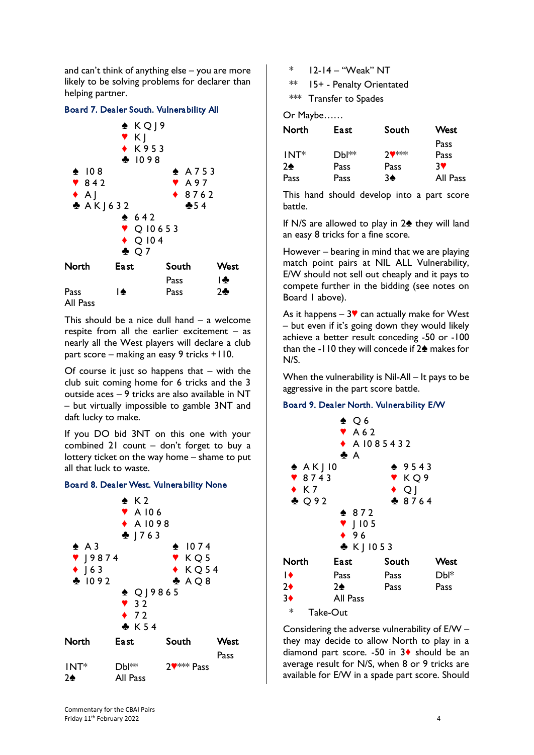and can't think of anything else – you are more likely to be solving problems for declarer than helping partner.

### Board 7. Dealer South. Vulnerability All

```
            ♠ K Q J 9
            ♥ K J
            ♦ K 9 5 3
            ♣ 10 9 8
♠ 10 8                  ♠ A 7 5 3
♥ 8 4 2                 ♥ A 9 7
♦ A J                   ♦ 8 7 6 2
♣ A K J 6 3 2           ♣ 5 4
            ♠ 6 4 2
            ♥ Q 10 6 5 3
            ♦ Q 10 4
            ♣ Q 7
```

| North | East | South | West |
|---|---|---|---|
| | | Pass | 1♣ |
| Pass | 1♠ | Pass | 2♣ |
| All Pass | | | |

This should be a nice dull hand – a welcome respite from all the earlier excitement – as nearly all the West players will declare a club part score – making an easy 9 tricks +110.

Of course it just so happens that – with the club suit coming home for 6 tricks and the 3 outside aces – 9 tricks are also available in NT – but virtually impossible to gamble 3NT and daft lucky to make.

If you DO bid 3NT on this one with your combined 21 count – don't forget to buy a lottery ticket on the way home – shame to put all that luck to waste.

### Board 8. Dealer West. Vulnerability None

```
            ♠ K 2
            ♥ A 10 6
            ♦ A 10 9 8
            ♣ J 7 6 3
♠ A 3                   ♠ 10 7 4
♥ J 9 8 7 4             ♥ K Q 5
♦ J 6 3                 ♦ K Q 5 4
♣ 10 9 2                ♣ A Q 8
            ♠ Q J 9 8 6 5
            ♥ 3 2
            ♦ 7 2
            ♣ K 5 4
```

| North | East | South | West |
|---|---|---|---|
| | | | Pass |
| 1NT* | Dbl** | 2♥*** | Pass |
| 2♠ | All Pass | | |

\* 12-14 – "Weak" NT

\*\* 15+ - Penalty Orientated

\*\*\* Transfer to Spades

Or Maybe……

| North | East | South | West |
|---|---|---|---|
| | | | Pass |
| 1NT* | Dbl** | 2♥*** | Pass |
| 2♠ | Pass | Pass | 3♥ |
| Pass | Pass | 3♠ | All Pass |

This hand should develop into a part score battle.

If N/S are allowed to play in 2♠ they will land an easy 8 tricks for a fine score.

However – bearing in mind that we are playing match point pairs at NIL ALL Vulnerability, E/W should not sell out cheaply and it pays to compete further in the bidding (see notes on Board 1 above).

As it happens – 3♥ can actually make for West – but even if it's going down they would likely achieve a better result conceding -50 or -100 than the -110 they will concede if 2♠ makes for N/S.

When the vulnerability is Nil-All – It pays to be aggressive in the part score battle.

### Board 9. Dealer North. Vulnerability E/W

```
            ♠ Q 6
            ♥ A 6 2
            ♦ A 10 8 5 4 3 2
            ♣ A
♠ A K J 10              ♠ 9 5 4 3
♥ 8 7 4 3               ♥ K Q 9
♦ K 7                   ♦ Q J
♣ Q 9 2                 ♣ 8 7 6 4
            ♠ 8 7 2
            ♥ J 10 5
            ♦ 9 6
            ♣ K J 10 5 3
```

| North | East | South | West |
|---|---|---|---|
| 1♦ | Pass | Pass | Dbl* |
| 2♦ | 2♠ | Pass | Pass |
| 3♦ | All Pass | | |

\* Take-Out

Considering the adverse vulnerability of E/W – they may decide to allow North to play in a diamond part score. -50 in 3♦ should be an average result for N/S, when 8 or 9 tricks are available for E/W in a spade part score. Should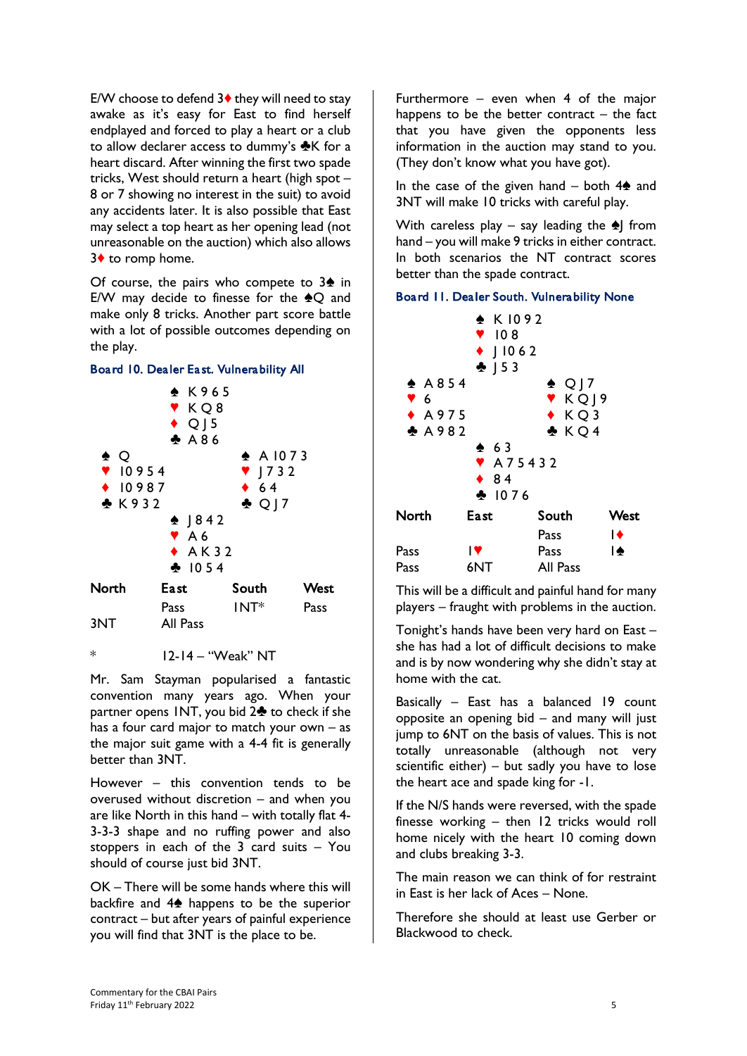E/W choose to defend 3♦ they will need to stay awake as it's easy for East to find herself endplayed and forced to play a heart or a club to allow declarer access to dummy's ♣K for a heart discard. After winning the first two spade tricks, West should return a heart (high spot – 8 or 7 showing no interest in the suit) to avoid any accidents later. It is also possible that East may select a top heart as her opening lead (not unreasonable on the auction) which also allows 3♦ to romp home.

Of course, the pairs who compete to 3♠ in E/W may decide to finesse for the ♠Q and make only 8 tricks. Another part score battle with a lot of possible outcomes depending on the play.

### Board 10. Dealer East. Vulnerability All

```
              ♠ K 9 6 5
              ♥ K Q 8
              ♦ Q J 5
              ♣ A 8 6
♠ Q                         ♠ A 10 7 3
♥ 10 9 5 4                  ♥ J 7 3 2
♦ 10 9 8 7                  ♦ 6 4
♣ K 9 3 2                   ♣ Q J 7
              ♠ J 8 4 2
              ♥ A 6
              ♦ A K 3 2
              ♣ 10 5 4
```

| North | East | South | West |
|---|---|---|---|
| | Pass | 1NT* | Pass |
| 3NT | All Pass | | |

\* 12-14 – "Weak" NT

Mr. Sam Stayman popularised a fantastic convention many years ago. When your partner opens 1NT, you bid 2♣ to check if she has a four card major to match your own – as the major suit game with a 4-4 fit is generally better than 3NT.

However – this convention tends to be overused without discretion – and when you are like North in this hand – with totally flat 4-3-3-3 shape and no ruffing power and also stoppers in each of the 3 card suits – You should of course just bid 3NT.

OK – There will be some hands where this will backfire and 4♠ happens to be the superior contract – but after years of painful experience you will find that 3NT is the place to be.

Furthermore – even when 4 of the major happens to be the better contract – the fact that you have given the opponents less information in the auction may stand to you. (They don't know what you have got).

In the case of the given hand – both 4♠ and 3NT will make 10 tricks with careful play.

With careless play – say leading the ♠J from hand – you will make 9 tricks in either contract. In both scenarios the NT contract scores better than the spade contract.

### Board 11. Dealer South. Vulnerability None

```
              ♠ K 10 9 2
              ♥ 10 8
              ♦ J 10 6 2
              ♣ J 5 3
♠ A 8 5 4                   ♠ Q J 7
♥ 6                         ♥ K Q J 9
♦ A 9 7 5                   ♦ K Q 3
♣ A 9 8 2                   ♣ K Q 4
              ♠ 6 3
              ♥ A 7 5 4 3 2
              ♦ 8 4
              ♣ 10 7 6
```

| North | East | South | West |
|---|---|---|---|
| | | Pass | 1♦ |
| Pass | 1♥ | Pass | 1♠ |
| Pass | 6NT | All Pass | |

This will be a difficult and painful hand for many players – fraught with problems in the auction.

Tonight's hands have been very hard on East – she has had a lot of difficult decisions to make and is by now wondering why she didn't stay at home with the cat.

Basically – East has a balanced 19 count opposite an opening bid – and many will just jump to 6NT on the basis of values. This is not totally unreasonable (although not very scientific either) – but sadly you have to lose the heart ace and spade king for -1.

If the N/S hands were reversed, with the spade finesse working – then 12 tricks would roll home nicely with the heart 10 coming down and clubs breaking 3-3.

The main reason we can think of for restraint in East is her lack of Aces – None.

Therefore she should at least use Gerber or Blackwood to check.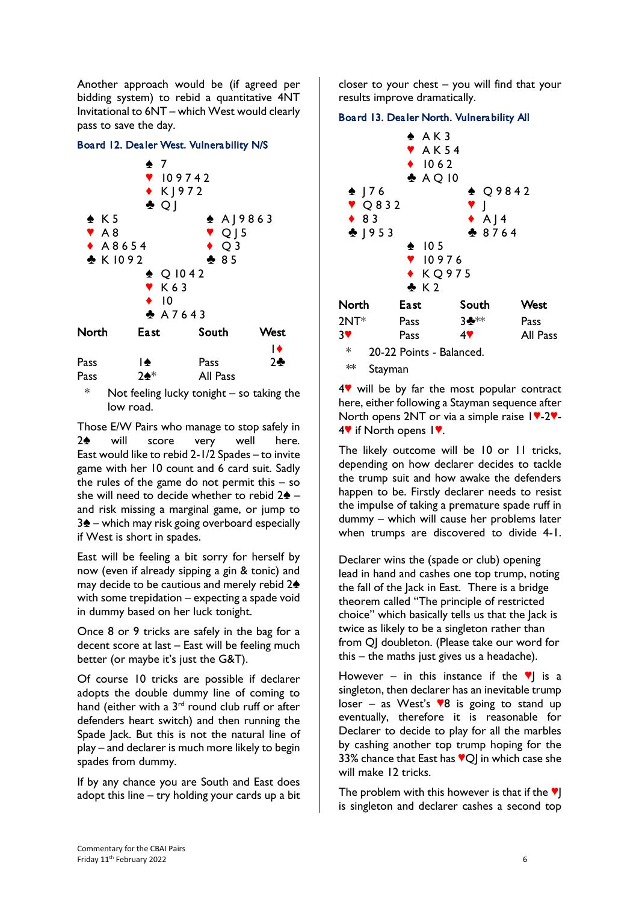Another approach would be (if agreed per bidding system) to rebid a quantitative 4NT Invitational to 6NT – which West would clearly pass to save the day.

### Board 12. Dealer West. Vulnerability N/S

```
               ♠ 7
               ♥ 10 9 7 4 2
               ♦ K J 9 7 2
               ♣ Q J
♠ K 5                        ♠ A J 9 8 6 3
♥ A 8                        ♥ Q J 5
♦ A 8 6 5 4                  ♦ Q 3
♣ K 10 9 2                   ♣ 8 5
               ♠ Q 10 4 2
               ♥ K 6 3
               ♦ 10
               ♣ A 7 6 4 3
```

| North | East | South | West |
|---|---|---|---|
| | | | 1♦ |
| Pass | 1♠ | Pass | 2♣ |
| Pass | 2♠* | All Pass | |

\* Not feeling lucky tonight – so taking the low road.

Those E/W Pairs who manage to stop safely in 2♠ will score very well here. East would like to rebid 2-1/2 Spades – to invite game with her 10 count and 6 card suit. Sadly the rules of the game do not permit this – so she will need to decide whether to rebid 2♠ – and risk missing a marginal game, or jump to 3♠ – which may risk going overboard especially if West is short in spades.

East will be feeling a bit sorry for herself by now (even if already sipping a gin & tonic) and may decide to be cautious and merely rebid 2♠ with some trepidation – expecting a spade void in dummy based on her luck tonight.

Once 8 or 9 tricks are safely in the bag for a decent score at last – East will be feeling much better (or maybe it's just the G&T).

Of course 10 tricks are possible if declarer adopts the double dummy line of coming to hand (either with a 3rd round club ruff or after defenders heart switch) and then running the Spade Jack. But this is not the natural line of play – and declarer is much more likely to begin spades from dummy.

If by any chance you are South and East does adopt this line – try holding your cards up a bit closer to your chest – you will find that your results improve dramatically.

### Board 13. Dealer North. Vulnerability All

```
               ♠ A K 3
               ♥ A K 5 4
               ♦ 10 6 2
               ♣ A Q 10
♠ J 7 6                      ♠ Q 9 8 4 2
♥ Q 8 3 2                    ♥ J
♦ 8 3                        ♦ A J 4
♣ J 9 5 3                    ♣ 8 7 6 4
               ♠ 10 5
               ♥ 10 9 7 6
               ♦ K Q 9 7 5
               ♣ K 2
```

| North | East | South | West |
|---|---|---|---|
| 2NT* | Pass | 3♣** | Pass |
| 3♥ | Pass | 4♥ | All Pass |

\* 20-22 Points - Balanced.

\*\* Stayman

4♥ will be by far the most popular contract here, either following a Stayman sequence after North opens 2NT or via a simple raise 1♥-2♥-4♥ if North opens 1♥.

The likely outcome will be 10 or 11 tricks, depending on how declarer decides to tackle the trump suit and how awake the defenders happen to be. Firstly declarer needs to resist the impulse of taking a premature spade ruff in dummy – which will cause her problems later when trumps are discovered to divide 4-1.

Declarer wins the (spade or club) opening lead in hand and cashes one top trump, noting the fall of the Jack in East. There is a bridge theorem called "The principle of restricted choice" which basically tells us that the Jack is twice as likely to be a singleton rather than from QJ doubleton. (Please take our word for this – the maths just gives us a headache).

However – in this instance if the ♥J is a singleton, then declarer has an inevitable trump loser – as West's ♥8 is going to stand up eventually, therefore it is reasonable for Declarer to decide to play for all the marbles by cashing another top trump hoping for the 33% chance that East has ♥QJ in which case she will make 12 tricks.

The problem with this however is that if the ♥J is singleton and declarer cashes a second top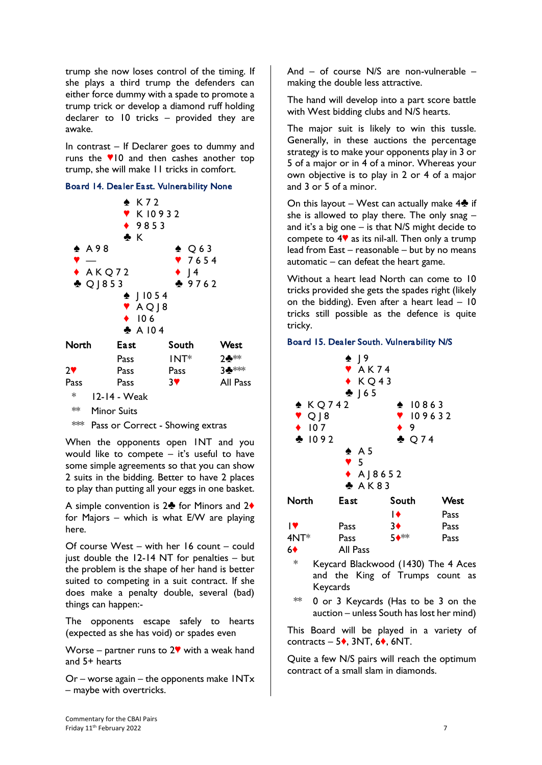trump she now loses control of the timing. If she plays a third trump the defenders can either force dummy with a spade to promote a trump trick or develop a diamond ruff holding declarer to 10 tricks – provided they are awake.

In contrast – If Declarer goes to dummy and runs the ♥10 and then cashes another top trump, she will make 11 tricks in comfort.

### Board 14. Dealer East. Vulnerability None

```
              ♠ K 7 2
              ♥ K 10 9 3 2
              ♦ 9 8 5 3
              ♣ K
♠ A 9 8                   ♠ Q 6 3
♥ —                       ♥ 7 6 5 4
♦ A K Q 7 2               ♦ J 4
♣ Q J 8 5 3               ♣ 9 7 6 2
              ♠ J 10 5 4
              ♥ A Q J 8
              ♦ 10 6
              ♣ A 10 4
```

| North | East | South | West |
|---|---|---|---|
| | Pass | 1NT* | 2♣** |
| 2♥ | Pass | Pass | 3♣*** |
| Pass | Pass | 3♥ | All Pass |

\* 12-14 - Weak

** Minor Suits

*** Pass or Correct - Showing extras

When the opponents open 1NT and you would like to compete – it's useful to have some simple agreements so that you can show 2 suits in the bidding. Better to have 2 places to play than putting all your eggs in one basket.

A simple convention is 2♣ for Minors and 2♦ for Majors – which is what E/W are playing here.

Of course West – with her 16 count – could just double the 12-14 NT for penalties – but the problem is the shape of her hand is better suited to competing in a suit contract. If she does make a penalty double, several (bad) things can happen:-

The opponents escape safely to hearts (expected as she has void) or spades even

Worse – partner runs to 2♥ with a weak hand and 5+ hearts

Or – worse again – the opponents make 1NTx – maybe with overtricks.

And – of course N/S are non-vulnerable – making the double less attractive.

The hand will develop into a part score battle with West bidding clubs and N/S hearts.

The major suit is likely to win this tussle. Generally, in these auctions the percentage strategy is to make your opponents play in 3 or 5 of a major or in 4 of a minor. Whereas your own objective is to play in 2 or 4 of a major and 3 or 5 of a minor.

On this layout – West can actually make 4♣ if she is allowed to play there. The only snag – and it's a big one – is that N/S might decide to compete to 4♥ as its nil-all. Then only a trump lead from East – reasonable – but by no means automatic – can defeat the heart game.

Without a heart lead North can come to 10 tricks provided she gets the spades right (likely on the bidding). Even after a heart lead – 10 tricks still possible as the defence is quite tricky.

### Board 15. Dealer South. Vulnerability N/S

```
              ♠ J 9
              ♥ A K 7 4
              ♦ K Q 4 3
              ♣ J 6 5
♠ K Q 7 4 2               ♠ 10 8 6 3
♥ Q J 8                   ♥ 10 9 6 3 2
♦ 10 7                    ♦ 9
♣ 10 9 2                  ♣ Q 7 4
              ♠ A 5
              ♥ 5
              ♦ A J 8 6 5 2
              ♣ A K 8 3
```

| North | East | South | West |
|---|---|---|---|
| | | 1♦ | Pass |
| 1♥ | Pass | 3♦ | Pass |
| 4NT* | Pass | 5♦** | Pass |
| 6♦ | All Pass | | |

\* Keycard Blackwood (1430) The 4 Aces and the King of Trumps count as Keycards

** 0 or 3 Keycards (Has to be 3 on the auction – unless South has lost her mind)

This Board will be played in a variety of contracts – 5♦, 3NT, 6♦, 6NT.

Quite a few N/S pairs will reach the optimum contract of a small slam in diamonds.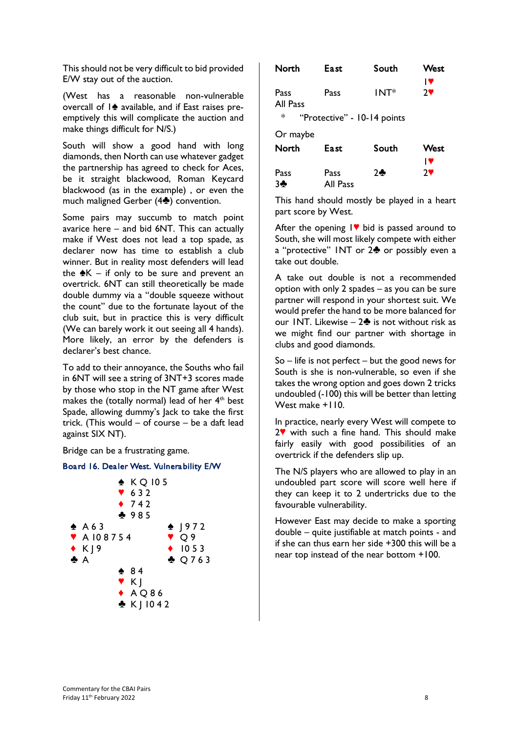This should not be very difficult to bid provided E/W stay out of the auction.

(West has a reasonable non-vulnerable overcall of 1♠ available, and if East raises pre-emptively this will complicate the auction and make things difficult for N/S.)

South will show a good hand with long diamonds, then North can use whatever gadget the partnership has agreed to check for Aces, be it straight blackwood, Roman Keycard blackwood (as in the example) , or even the much maligned Gerber (4♣) convention.

Some pairs may succumb to match point avarice here – and bid 6NT. This can actually make if West does not lead a top spade, as declarer now has time to establish a club winner. But in reality most defenders will lead the ♠K – if only to be sure and prevent an overtrick. 6NT can still theoretically be made double dummy via a "double squeeze without the count" due to the fortunate layout of the club suit, but in practice this is very difficult (We can barely work it out seeing all 4 hands). More likely, an error by the defenders is declarer's best chance.

To add to their annoyance, the Souths who fail in 6NT will see a string of 3NT+3 scores made by those who stop in the NT game after West makes the (totally normal) lead of her 4th best Spade, allowing dummy's Jack to take the first trick. (This would – of course – be a daft lead against SIX NT).

Bridge can be a frustrating game.

### Board 16. Dealer West. Vulnerability E/W

| | North | |
|---|---|---|
| | ♠ K Q 10 5 | |
| | ♥ 6 3 2 | |
| | ♦ 7 4 2 | |
| | ♣ 9 8 5 | |
| **West** | | **East** |
| ♠ A 6 3 | | ♠ J 9 7 2 |
| ♥ A 10 8 7 5 4 | | ♥ Q 9 |
| ♦ K J 9 | | ♦ 10 5 3 |
| ♣ A | | ♣ Q 7 6 3 |
| | **South** | |
| | ♠ 8 4 | |
| | ♥ K J | |
| | ♦ A Q 8 6 | |
| | ♣ K J 10 4 2 | |

| North | East | South | West |
|---|---|---|---|
| | | | 1♥ |
| Pass | Pass | 1NT* | 2♥ |
| All Pass | | | |

\* "Protective" - 10-14 points

Or maybe

| North | East | South | West |
|---|---|---|---|
| | | | 1♥ |
| Pass | Pass | 2♣ | 2♥ |
| 3♣ | All Pass | | |

This hand should mostly be played in a heart part score by West.

After the opening 1♥ bid is passed around to South, she will most likely compete with either a "protective" 1NT or 2♣ or possibly even a take out double.

A take out double is not a recommended option with only 2 spades – as you can be sure partner will respond in your shortest suit. We would prefer the hand to be more balanced for our 1NT. Likewise – 2♣ is not without risk as we might find our partner with shortage in clubs and good diamonds.

So – life is not perfect – but the good news for South is she is non-vulnerable, so even if she takes the wrong option and goes down 2 tricks undoubled (-100) this will be better than letting West make +110.

In practice, nearly every West will compete to 2♥ with such a fine hand. This should make fairly easily with good possibilities of an overtrick if the defenders slip up.

The N/S players who are allowed to play in an undoubled part score will score well here if they can keep it to 2 undertricks due to the favourable vulnerability.

However East may decide to make a sporting double – quite justifiable at match points - and if she can thus earn her side +300 this will be a near top instead of the near bottom +100.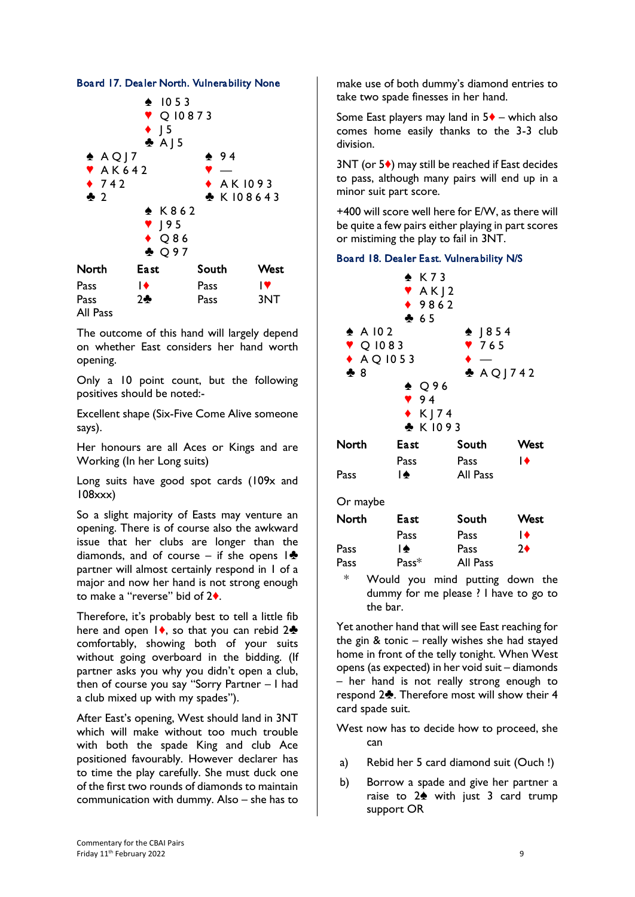### Board 17. Dealer North. Vulnerability None

```
              ♠ 10 5 3
              ♥ Q 10 8 7 3
              ♦ J 5
              ♣ A J 5
♠ A Q J 7                 ♠ 9 4
♥ A K 6 4 2               ♥ —
♦ 7 4 2                   ♦ A K 10 9 3
♣ 2                       ♣ K 10 8 6 4 3
              ♠ K 8 6 2
              ♥ J 9 5
              ♦ Q 8 6
              ♣ Q 9 7
```

| North | East | South | West |
|---|---|---|---|
| Pass | 1♦ | Pass | 1♥ |
| Pass | 2♣ | Pass | 3NT |
| All Pass | | | |

The outcome of this hand will largely depend on whether East considers her hand worth opening.

Only a 10 point count, but the following positives should be noted:-

Excellent shape (Six-Five Come Alive someone says).

Her honours are all Aces or Kings and are Working (In her Long suits)

Long suits have good spot cards (109x and 108xxx)

So a slight majority of Easts may venture an opening. There is of course also the awkward issue that her clubs are longer than the diamonds, and of course – if she opens 1♣ partner will almost certainly respond in 1 of a major and now her hand is not strong enough to make a "reverse" bid of 2♦.

Therefore, it's probably best to tell a little fib here and open 1♦, so that you can rebid 2♣ comfortably, showing both of your suits without going overboard in the bidding. (If partner asks you why you didn't open a club, then of course you say "Sorry Partner – I had a club mixed up with my spades").

After East's opening, West should land in 3NT which will make without too much trouble with both the spade King and club Ace positioned favourably. However declarer has to time the play carefully. She must duck one of the first two rounds of diamonds to maintain communication with dummy. Also – she has to make use of both dummy's diamond entries to take two spade finesses in her hand.

Some East players may land in 5♦ – which also comes home easily thanks to the 3-3 club division.

3NT (or 5♦) may still be reached if East decides to pass, although many pairs will end up in a minor suit part score.

+400 will score well here for E/W, as there will be quite a few pairs either playing in part scores or mistiming the play to fail in 3NT.

### Board 18. Dealer East. Vulnerability N/S

```
              ♠ K 7 3
              ♥ A K J 2
              ♦ 9 8 6 2
              ♣ 6 5
♠ A 10 2                  ♠ J 8 5 4
♥ Q 10 8 3                ♥ 7 6 5
♦ A Q 10 5 3              ♦ —
♣ 8                       ♣ A Q J 7 4 2
              ♠ Q 9 6
              ♥ 9 4
              ♦ K J 7 4
              ♣ K 10 9 3
```

| North | East | South | West |
|---|---|---|---|
| | Pass | Pass | 1♦ |
| Pass | 1♠ | All Pass | |

Or maybe

| North | East | South | West |
|---|---|---|---|
| | Pass | Pass | 1♦ |
| Pass | 1♠ | Pass | 2♦ |
| Pass | Pass* | All Pass | |

\* Would you mind putting down the dummy for me please ? I have to go to the bar.

Yet another hand that will see East reaching for the gin & tonic – really wishes she had stayed home in front of the telly tonight. When West opens (as expected) in her void suit – diamonds – her hand is not really strong enough to respond 2♣. Therefore most will show their 4 card spade suit.

West now has to decide how to proceed, she can

a) Rebid her 5 card diamond suit (Ouch !)

b) Borrow a spade and give her partner a raise to 2♠ with just 3 card trump support OR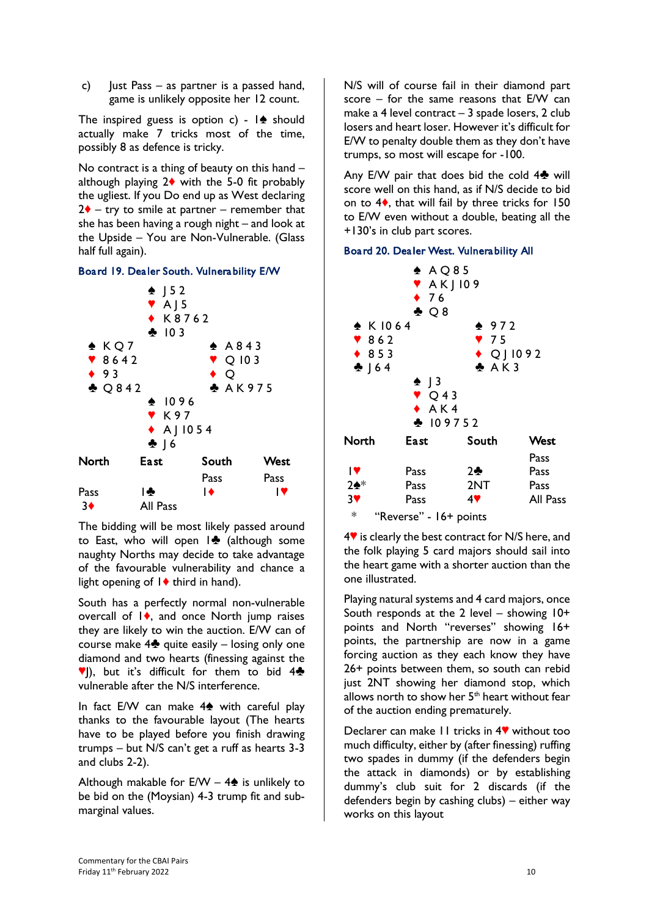c) Just Pass – as partner is a passed hand, game is unlikely opposite her 12 count.

The inspired guess is option c) - 1♠ should actually make 7 tricks most of the time, possibly 8 as defence is tricky.

No contract is a thing of beauty on this hand – although playing 2♦ with the 5-0 fit probably the ugliest. If you Do end up as West declaring 2♦ – try to smile at partner – remember that she has been having a rough night – and look at the Upside – You are Non-Vulnerable. (Glass half full again).

### Board 19. Dealer South. Vulnerability E/W

```
            ♠ J 5 2
            ♥ A J 5
            ♦ K 8 7 6 2
            ♣ 10 3
♠ K Q 7               ♠ A 8 4 3
♥ 8 6 4 2             ♥ Q 10 3
♦ 9 3                 ♦ Q
♣ Q 8 4 2             ♣ A K 9 7 5
            ♠ 10 9 6
            ♥ K 9 7
            ♦ A J 10 5 4
            ♣ J 6
```

| North | East | South | West |
|---|---|---|---|
| | | Pass | Pass |
| Pass | 1♣ | 1♦ | 1♥ |
| 3♦ | All Pass | | |

The bidding will be most likely passed around to East, who will open 1♣ (although some naughty Norths may decide to take advantage of the favourable vulnerability and chance a light opening of 1♦ third in hand).

South has a perfectly normal non-vulnerable overcall of 1♦, and once North jump raises they are likely to win the auction. E/W can of course make 4♣ quite easily – losing only one diamond and two hearts (finessing against the ♥J), but it's difficult for them to bid 4♣ vulnerable after the N/S interference.

In fact E/W can make 4♠ with careful play thanks to the favourable layout (The hearts have to be played before you finish drawing trumps – but N/S can't get a ruff as hearts 3-3 and clubs 2-2).

Although makable for E/W – 4♠ is unlikely to be bid on the (Moysian) 4-3 trump fit and sub-marginal values.

N/S will of course fail in their diamond part score – for the same reasons that E/W can make a 4 level contract – 3 spade losers, 2 club losers and heart loser. However it's difficult for E/W to penalty double them as they don't have trumps, so most will escape for -100.

Any E/W pair that does bid the cold 4♣ will score well on this hand, as if N/S decide to bid on to 4♦, that will fail by three tricks for 150 to E/W even without a double, beating all the +130's in club part scores.

### Board 20. Dealer West. Vulnerability All

```
            ♠ A Q 8 5
            ♥ A K J 10 9
            ♦ 7 6
            ♣ Q 8
♠ K 10 6 4            ♠ 9 7 2
♥ 8 6 2               ♥ 7 5
♦ 8 5 3               ♦ Q J 10 9 2
♣ J 6 4               ♣ A K 3
            ♠ J 3
            ♥ Q 4 3
            ♦ A K 4
            ♣ 10 9 7 5 2
```

| North | East | South | West |
|---|---|---|---|
| | | | Pass |
| 1♥ | Pass | 2♣ | Pass |
| 2♠* | Pass | 2NT | Pass |
| 3♥ | Pass | 4♥ | All Pass |

\* "Reverse" - 16+ points

4♥ is clearly the best contract for N/S here, and the folk playing 5 card majors should sail into the heart game with a shorter auction than the one illustrated.

Playing natural systems and 4 card majors, once South responds at the 2 level – showing 10+ points and North "reverses" showing 16+ points, the partnership are now in a game forcing auction as they each know they have 26+ points between them, so south can rebid just 2NT showing her diamond stop, which allows north to show her 5th heart without fear of the auction ending prematurely.

Declarer can make 11 tricks in 4♥ without too much difficulty, either by (after finessing) ruffing two spades in dummy (if the defenders begin the attack in diamonds) or by establishing dummy's club suit for 2 discards (if the defenders begin by cashing clubs) – either way works on this layout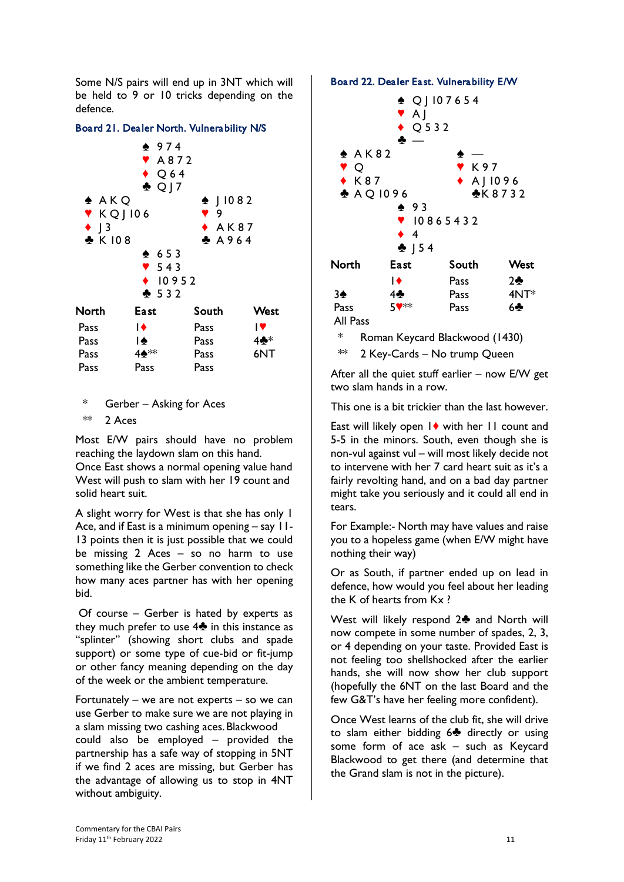Some N/S pairs will end up in 3NT which will be held to 9 or 10 tricks depending on the defence.

### Board 21. Dealer North. Vulnerability N/S

```
              ♠ 9 7 4
              ♥ A 8 7 2
              ♦ Q 6 4
              ♣ Q J 7
♠ A K Q                    ♠ J 10 8 2
♥ K Q J 10 6               ♥ 9
♦ J 3                      ♦ A K 8 7
♣ K 10 8                   ♣ A 9 6 4
              ♠ 6 5 3
              ♥ 5 4 3
              ♦ 10 9 5 2
              ♣ 5 3 2
```

| North | East | South | West |
|---|---|---|---|
| Pass | 1♦ | Pass | 1♥ |
| Pass | 1♠ | Pass | 4♣* |
| Pass | 4♠** | Pass | 6NT |
| Pass | Pass | Pass | |

\* Gerber – Asking for Aces

\*\* 2 Aces

Most E/W pairs should have no problem reaching the laydown slam on this hand. Once East shows a normal opening value hand West will push to slam with her 19 count and solid heart suit.

A slight worry for West is that she has only 1 Ace, and if East is a minimum opening – say 11-13 points then it is just possible that we could be missing 2 Aces – so no harm to use something like the Gerber convention to check how many aces partner has with her opening bid.

Of course – Gerber is hated by experts as they much prefer to use 4♣ in this instance as "splinter" (showing short clubs and spade support) or some type of cue-bid or fit-jump or other fancy meaning depending on the day of the week or the ambient temperature.

Fortunately – we are not experts – so we can use Gerber to make sure we are not playing in a slam missing two cashing aces. Blackwood could also be employed – provided the partnership has a safe way of stopping in 5NT if we find 2 aces are missing, but Gerber has the advantage of allowing us to stop in 4NT without ambiguity.

### Board 22. Dealer East. Vulnerability E/W

```
              ♠ Q J 10 7 6 5 4
              ♥ A J
              ♦ Q 5 3 2
              ♣ —
♠ A K 8 2                  ♠ —
♥ Q                        ♥ K 9 7
♦ K 8 7                    ♦ A J 10 9 6
♣ A Q 10 9 6               ♣ K 8 7 3 2
              ♠ 9 3
              ♥ 10 8 6 5 4 3 2
              ♦ 4
              ♣ J 5 4
```

| North | East | South | West |
|---|---|---|---|
| | 1♦ | Pass | 2♣ |
| 3♠ | 4♣ | Pass | 4NT* |
| Pass | 5♥** | Pass | 6♣ |
| All Pass | | | |

\* Roman Keycard Blackwood (1430)

\*\* 2 Key-Cards – No trump Queen

After all the quiet stuff earlier – now E/W get two slam hands in a row.

This one is a bit trickier than the last however.

East will likely open 1♦ with her 11 count and 5-5 in the minors. South, even though she is non-vul against vul – will most likely decide not to intervene with her 7 card heart suit as it's a fairly revolting hand, and on a bad day partner might take you seriously and it could all end in tears.

For Example:- North may have values and raise you to a hopeless game (when E/W might have nothing their way)

Or as South, if partner ended up on lead in defence, how would you feel about her leading the K of hearts from Kx ?

West will likely respond 2♣ and North will now compete in some number of spades, 2, 3, or 4 depending on your taste. Provided East is not feeling too shellshocked after the earlier hands, she will now show her club support (hopefully the 6NT on the last Board and the few G&T's have her feeling more confident).

Once West learns of the club fit, she will drive to slam either bidding 6♣ directly or using some form of ace ask – such as Keycard Blackwood to get there (and determine that the Grand slam is not in the picture).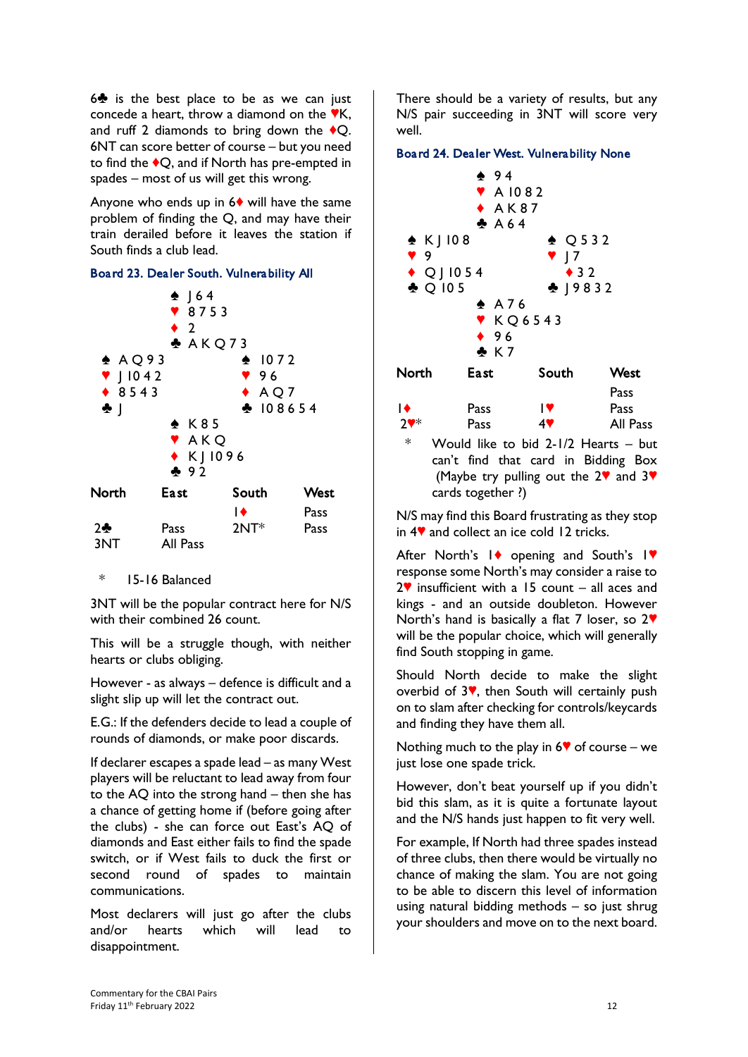6♣ is the best place to be as we can just concede a heart, throw a diamond on the ♥K, and ruff 2 diamonds to bring down the ♦Q. 6NT can score better of course – but you need to find the ♦Q, and if North has pre-empted in spades – most of us will get this wrong.

Anyone who ends up in 6♦ will have the same problem of finding the Q, and may have their train derailed before it leaves the station if South finds a club lead.

### Board 23. Dealer South. Vulnerability All

```
            ♠ J 6 4
            ♥ 8 7 5 3
            ♦ 2
            ♣ A K Q 7 3
♠ A Q 9 3             ♠ 10 7 2
♥ J 10 4 2            ♥ 9 6
♦ 8 5 4 3             ♦ A Q 7
♣ J                   ♣ 10 8 6 5 4
            ♠ K 8 5
            ♥ A K Q
            ♦ K J 10 9 6
            ♣ 9 2
```

| North | East | South | West |
|---|---|---|---|
| | | 1♦ | Pass |
| 2♣ | Pass | 2NT* | Pass |
| 3NT | All Pass | | |

\* 15-16 Balanced

3NT will be the popular contract here for N/S with their combined 26 count.

This will be a struggle though, with neither hearts or clubs obliging.

However - as always – defence is difficult and a slight slip up will let the contract out.

E.G.: If the defenders decide to lead a couple of rounds of diamonds, or make poor discards.

If declarer escapes a spade lead – as many West players will be reluctant to lead away from four to the AQ into the strong hand – then she has a chance of getting home if (before going after the clubs) - she can force out East's AQ of diamonds and East either fails to find the spade switch, or if West fails to duck the first or second round of spades to maintain communications.

Most declarers will just go after the clubs and/or hearts which will lead to disappointment.

There should be a variety of results, but any N/S pair succeeding in 3NT will score very well.

### Board 24. Dealer West. Vulnerability None

```
            ♠ 9 4
            ♥ A 10 8 2
            ♦ A K 8 7
            ♣ A 6 4
♠ K J 10 8            ♠ Q 5 3 2
♥ 9                   ♥ J 7
♦ Q J 10 5 4          ♦ 3 2
♣ Q 10 5              ♣ J 9 8 3 2
            ♠ A 7 6
            ♥ K Q 6 5 4 3
            ♦ 9 6
            ♣ K 7
```

| North | East | South | West |
|---|---|---|---|
| | | | Pass |
| 1♦ | Pass | 1♥ | Pass |
| 2♥* | Pass | 4♥ | All Pass |

\* Would like to bid 2-1/2 Hearts – but can't find that card in Bidding Box (Maybe try pulling out the 2♥ and 3♥ cards together ?)

N/S may find this Board frustrating as they stop in 4♥ and collect an ice cold 12 tricks.

After North's 1♦ opening and South's 1♥ response some North's may consider a raise to 2♥ insufficient with a 15 count – all aces and kings - and an outside doubleton. However North's hand is basically a flat 7 loser, so 2♥ will be the popular choice, which will generally find South stopping in game.

Should North decide to make the slight overbid of 3♥, then South will certainly push on to slam after checking for controls/keycards and finding they have them all.

Nothing much to the play in 6♥ of course – we just lose one spade trick.

However, don't beat yourself up if you didn't bid this slam, as it is quite a fortunate layout and the N/S hands just happen to fit very well.

For example, If North had three spades instead of three clubs, then there would be virtually no chance of making the slam. You are not going to be able to discern this level of information using natural bidding methods – so just shrug your shoulders and move on to the next board.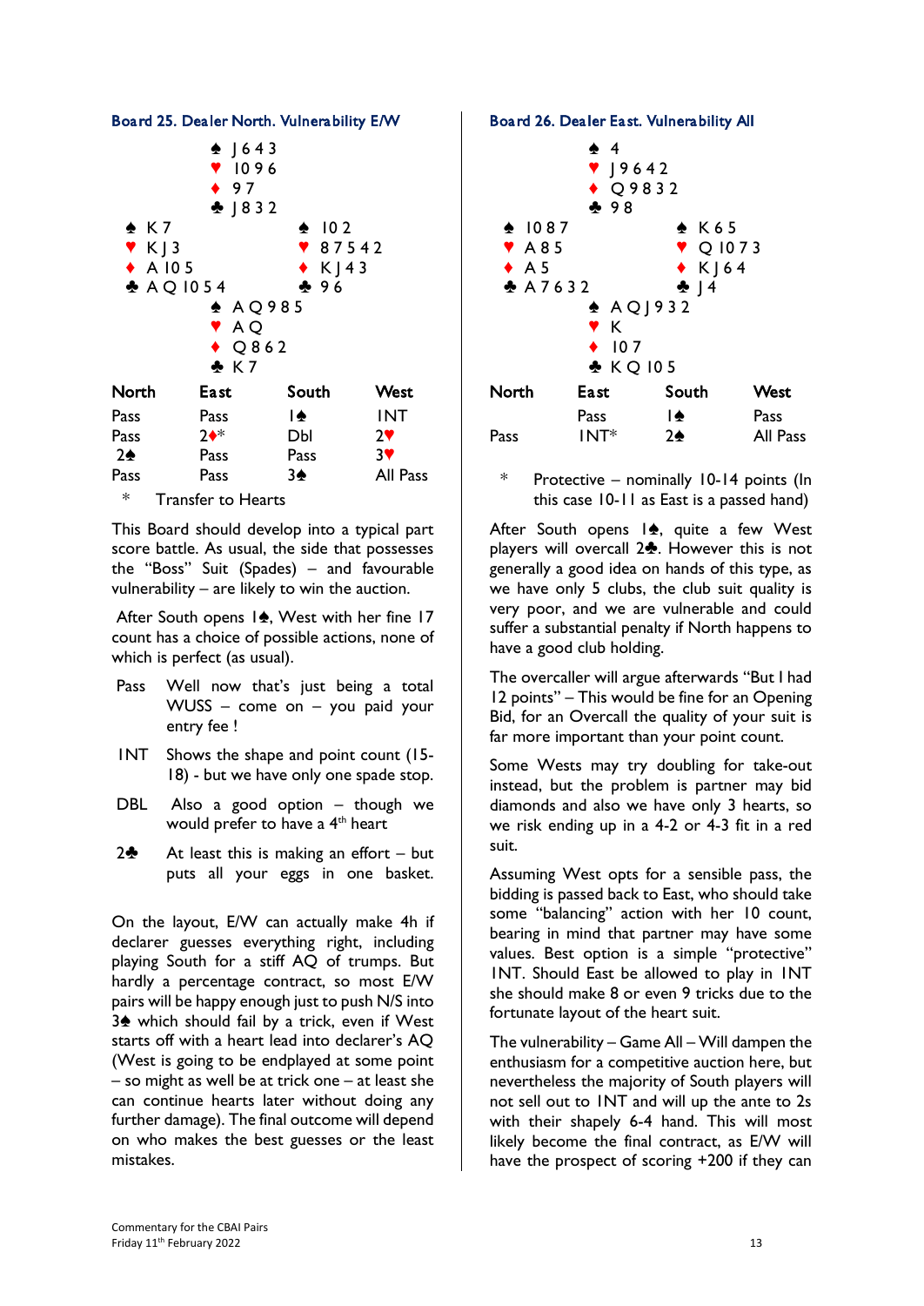## Board 25. Dealer North. Vulnerability E/W

```
              ♠ J 6 4 3
              ♥ 10 9 6
              ♦ 9 7
              ♣ J 8 3 2
♠ K 7                    ♠ 10 2
♥ K J 3                  ♥ 8 7 5 4 2
♦ A 10 5                 ♦ K J 4 3
♣ A Q 10 5 4             ♣ 9 6
              ♠ A Q 9 8 5
              ♥ A Q
              ♦ Q 8 6 2
              ♣ K 7
```

| North | East | South | West |
|---|---|---|---|
| Pass | Pass | 1♠ | 1NT |
| Pass | 2♦* | Dbl | 2♥ |
| 2♠ | Pass | Pass | 3♥ |
| Pass | Pass | 3♠ | All Pass |

\* Transfer to Hearts

This Board should develop into a typical part score battle. As usual, the side that possesses the "Boss" Suit (Spades) – and favourable vulnerability – are likely to win the auction.

After South opens 1♠, West with her fine 17 count has a choice of possible actions, none of which is perfect (as usual).

- **Pass** Well now that's just being a total WUSS – come on – you paid your entry fee !
- **1NT** Shows the shape and point count (15-18) - but we have only one spade stop.
- **DBL** Also a good option – though we would prefer to have a 4th heart
- **2♣** At least this is making an effort – but puts all your eggs in one basket.

On the layout, E/W can actually make 4h if declarer guesses everything right, including playing South for a stiff AQ of trumps. But hardly a percentage contract, so most E/W pairs will be happy enough just to push N/S into 3♠ which should fail by a trick, even if West starts off with a heart lead into declarer's AQ (West is going to be endplayed at some point – so might as well be at trick one – at least she can continue hearts later without doing any further damage). The final outcome will depend on who makes the best guesses or the least mistakes.

## Board 26. Dealer East. Vulnerability All

```
              ♠ 4
              ♥ J 9 6 4 2
              ♦ Q 9 8 3 2
              ♣ 9 8
♠ 10 8 7                 ♠ K 6 5
♥ A 8 5                  ♥ Q 10 7 3
♦ A 5                    ♦ K J 6 4
♣ A 7 6 3 2              ♣ J 4
              ♠ A Q J 9 3 2
              ♥ K
              ♦ 10 7
              ♣ K Q 10 5
```

| North | East | South | West |
|---|---|---|---|
| | Pass | 1♠ | Pass |
| Pass | 1NT* | 2♠ | All Pass |

\* Protective – nominally 10-14 points (In this case 10-11 as East is a passed hand)

After South opens 1♠, quite a few West players will overcall 2♣. However this is not generally a good idea on hands of this type, as we have only 5 clubs, the club suit quality is very poor, and we are vulnerable and could suffer a substantial penalty if North happens to have a good club holding.

The overcaller will argue afterwards "But I had 12 points" – This would be fine for an Opening Bid, for an Overcall the quality of your suit is far more important than your point count.

Some Wests may try doubling for take-out instead, but the problem is partner may bid diamonds and also we have only 3 hearts, so we risk ending up in a 4-2 or 4-3 fit in a red suit.

Assuming West opts for a sensible pass, the bidding is passed back to East, who should take some "balancing" action with her 10 count, bearing in mind that partner may have some values. Best option is a simple "protective" 1NT. Should East be allowed to play in 1NT she should make 8 or even 9 tricks due to the fortunate layout of the heart suit.

The vulnerability – Game All – Will dampen the enthusiasm for a competitive auction here, but nevertheless the majority of South players will not sell out to 1NT and will up the ante to 2s with their shapely 6-4 hand. This will most likely become the final contract, as E/W will have the prospect of scoring +200 if they can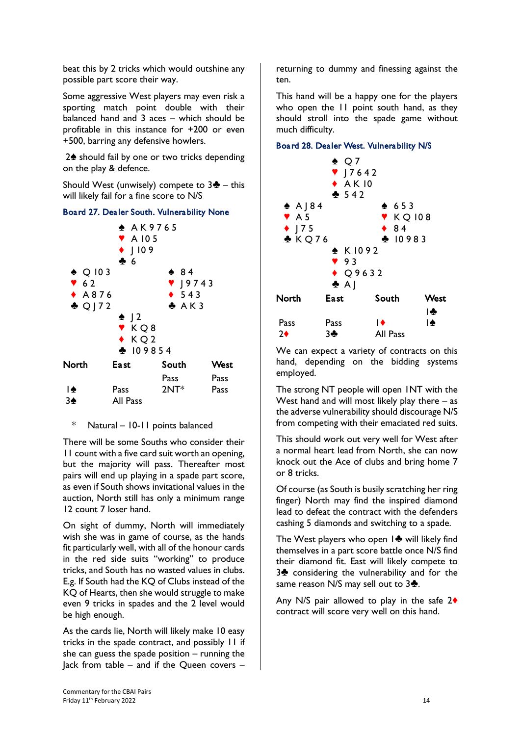beat this by 2 tricks which would outshine any possible part score their way.

Some aggressive West players may even risk a sporting match point double with their balanced hand and 3 aces – which should be profitable in this instance for +200 or even +500, barring any defensive howlers.

2♠ should fail by one or two tricks depending on the play & defence.

Should West (unwisely) compete to 3♣ – this will likely fail for a fine score to N/S

### Board 27. Dealer South. Vulnerability None

```
              ♠ A K 9 7 6 5
              ♥ A 10 5
              ♦ J 10 9
              ♣ 6
♠ Q 10 3                  ♠ 8 4
♥ 6 2                     ♥ J 9 7 4 3
♦ A 8 7 6                 ♦ 5 4 3
♣ Q J 7 2                 ♣ A K 3
              ♠ J 2
              ♥ K Q 8
              ♦ K Q 2
              ♣ 10 9 8 5 4
```

| North | East | South | West |
|---|---|---|---|
| | | Pass | Pass |
| 1♠ | Pass | 2NT* | Pass |
| 3♠ | All Pass | | |

\* Natural – 10-11 points balanced

There will be some Souths who consider their 11 count with a five card suit worth an opening, but the majority will pass. Thereafter most pairs will end up playing in a spade part score, as even if South shows invitational values in the auction, North still has only a minimum range 12 count 7 loser hand.

On sight of dummy, North will immediately wish she was in game of course, as the hands fit particularly well, with all of the honour cards in the red side suits "working" to produce tricks, and South has no wasted values in clubs. E.g. If South had the KQ of Clubs instead of the KQ of Hearts, then she would struggle to make even 9 tricks in spades and the 2 level would be high enough.

As the cards lie, North will likely make 10 easy tricks in the spade contract, and possibly 11 if she can guess the spade position – running the Jack from table – and if the Queen covers – returning to dummy and finessing against the ten.

This hand will be a happy one for the players who open the 11 point south hand, as they should stroll into the spade game without much difficulty.

### Board 28. Dealer West. Vulnerability N/S

```
              ♠ Q 7
              ♥ J 7 6 4 2
              ♦ A K 10
              ♣ 5 4 2
♠ A J 8 4                 ♠ 6 5 3
♥ A 5                     ♥ K Q 10 8
♦ J 7 5                   ♦ 8 4
♣ K Q 7 6                 ♣ 10 9 8 3
              ♠ K 10 9 2
              ♥ 9 3
              ♦ Q 9 6 3 2
              ♣ A J
```

| North | East | South | West |
|---|---|---|---|
| | | | 1♣ |
| Pass | Pass | 1♦ | 1♠ |
| 2♦ | 3♣ | All Pass | |

We can expect a variety of contracts on this hand, depending on the bidding systems employed.

The strong NT people will open 1NT with the West hand and will most likely play there – as the adverse vulnerability should discourage N/S from competing with their emaciated red suits.

This should work out very well for West after a normal heart lead from North, she can now knock out the Ace of clubs and bring home 7 or 8 tricks.

Of course (as South is busily scratching her ring finger) North may find the inspired diamond lead to defeat the contract with the defenders cashing 5 diamonds and switching to a spade.

The West players who open 1♣ will likely find themselves in a part score battle once N/S find their diamond fit. East will likely compete to 3♣ considering the vulnerability and for the same reason N/S may sell out to 3♣.

Any N/S pair allowed to play in the safe 2♦ contract will score very well on this hand.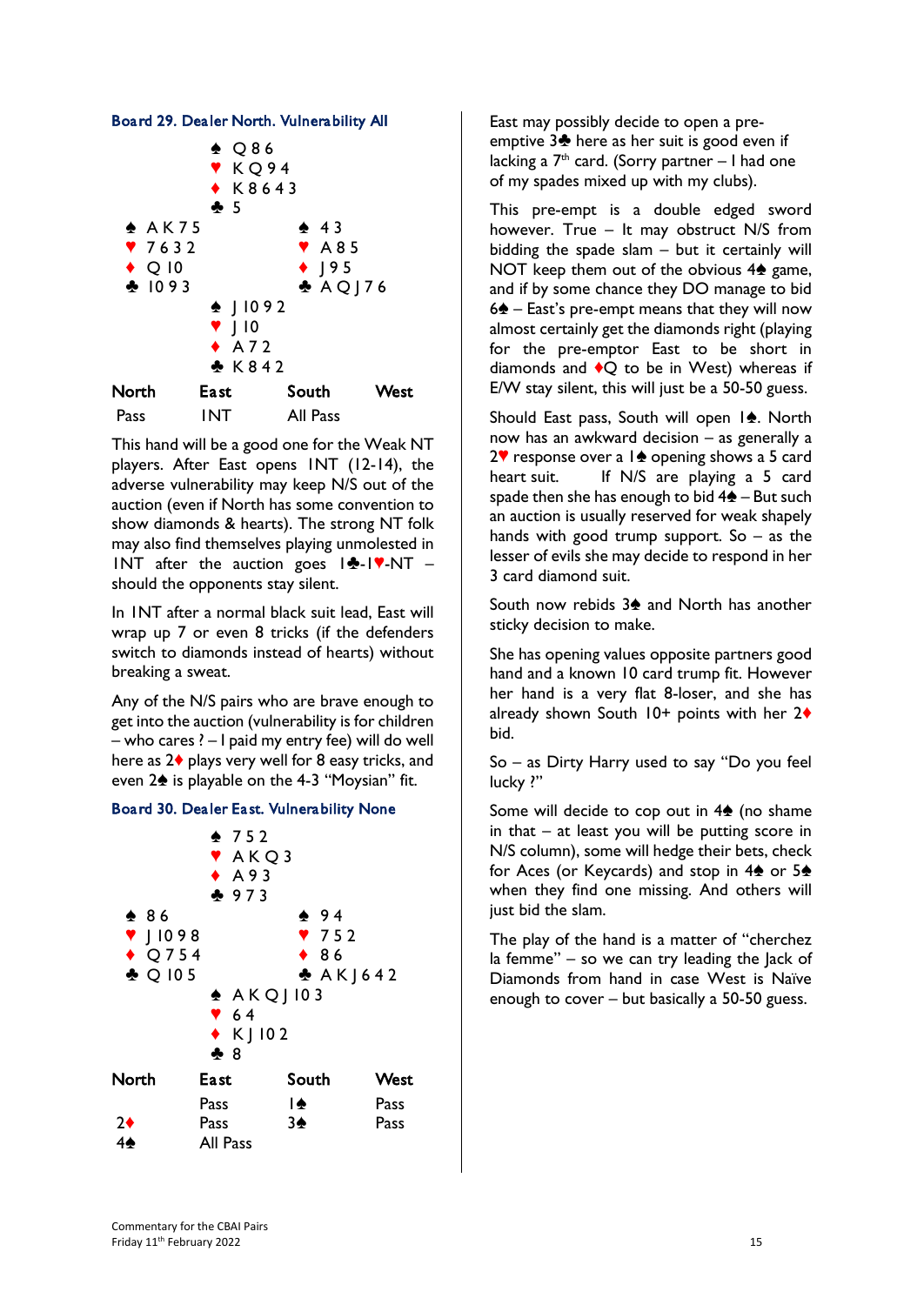### Board 29. Dealer North. Vulnerability All

```
            ♠ Q 8 6
            ♥ K Q 9 4
            ♦ K 8 6 4 3
            ♣ 5
♠ A K 7 5            ♠ 4 3
♥ 7 6 3 2            ♥ A 8 5
♦ Q 10               ♦ J 9 5
♣ 10 9 3             ♣ A Q J 7 6
            ♠ J 10 9 2
            ♥ J 10
            ♦ A 7 2
            ♣ K 8 4 2
```

| North | East | South | West |
|---|---|---|---|
| Pass | 1NT | All Pass | |

This hand will be a good one for the Weak NT players. After East opens 1NT (12-14), the adverse vulnerability may keep N/S out of the auction (even if North has some convention to show diamonds & hearts). The strong NT folk may also find themselves playing unmolested in 1NT after the auction goes 1♣-1♥-NT – should the opponents stay silent.

In 1NT after a normal black suit lead, East will wrap up 7 or even 8 tricks (if the defenders switch to diamonds instead of hearts) without breaking a sweat.

Any of the N/S pairs who are brave enough to get into the auction (vulnerability is for children – who cares ? – I paid my entry fee) will do well here as 2♦ plays very well for 8 easy tricks, and even 2♠ is playable on the 4-3 "Moysian" fit.

### Board 30. Dealer East. Vulnerability None

```
            ♠ 7 5 2
            ♥ A K Q 3
            ♦ A 9 3
            ♣ 9 7 3
♠ 8 6                ♠ 9 4
♥ J 10 9 8           ♥ 7 5 2
♦ Q 7 5 4            ♦ 8 6
♣ Q 10 5             ♣ A K J 6 4 2
            ♠ A K Q J 10 3
            ♥ 6 4
            ♦ K J 10 2
            ♣ 8
```

| North | East | South | West |
|---|---|---|---|
| | Pass | 1♠ | Pass |
| 2♦ | Pass | 3♠ | Pass |
| 4♠ | All Pass | | |

East may possibly decide to open a pre-emptive 3♣ here as her suit is good even if lacking a 7th card. (Sorry partner – I had one of my spades mixed up with my clubs).

This pre-empt is a double edged sword however. True – It may obstruct N/S from bidding the spade slam – but it certainly will NOT keep them out of the obvious 4♠ game, and if by some chance they DO manage to bid 6♠ – East's pre-empt means that they will now almost certainly get the diamonds right (playing for the pre-emptor East to be short in diamonds and ♦Q to be in West) whereas if E/W stay silent, this will just be a 50-50 guess.

Should East pass, South will open 1♠. North now has an awkward decision – as generally a 2♥ response over a 1♠ opening shows a 5 card heart suit. If N/S are playing a 5 card spade then she has enough to bid 4♠ – But such an auction is usually reserved for weak shapely hands with good trump support. So – as the lesser of evils she may decide to respond in her 3 card diamond suit.

South now rebids 3♠ and North has another sticky decision to make.

She has opening values opposite partners good hand and a known 10 card trump fit. However her hand is a very flat 8-loser, and she has already shown South 10+ points with her 2♦ bid.

So – as Dirty Harry used to say "Do you feel lucky ?"

Some will decide to cop out in 4♠ (no shame in that – at least you will be putting score in N/S column), some will hedge their bets, check for Aces (or Keycards) and stop in 4♠ or 5♠ when they find one missing. And others will just bid the slam.

The play of the hand is a matter of "cherchez la femme" – so we can try leading the Jack of Diamonds from hand in case West is Naïve enough to cover – but basically a 50-50 guess.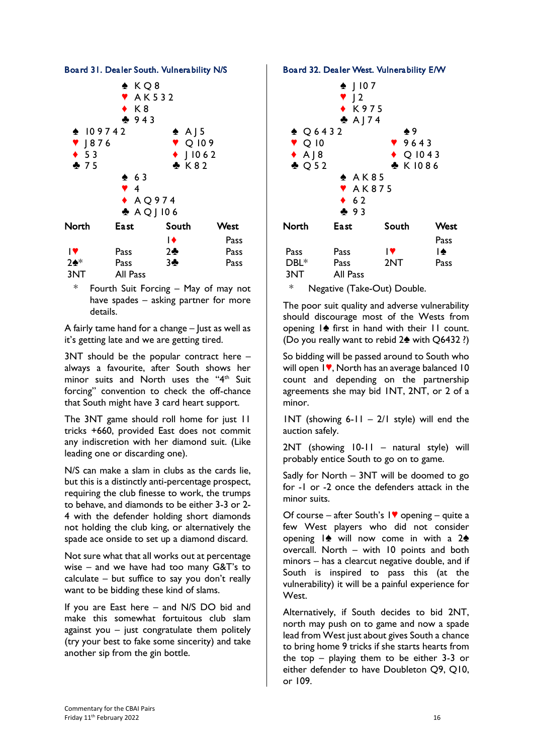### Board 31. Dealer South. Vulnerability N/S

North:
♠ K Q 8
♥ A K 5 3 2
♦ K 8
♣ 9 4 3

West:
♠ 10 9 7 4 2
♥ J 8 7 6
♦ 5 3
♣ 7 5

East:
♠ A J 5
♥ Q 10 9
♦ J 10 6 2
♣ K 8 2

South:
♠ 6 3
♥ 4
♦ A Q 9 7 4
♣ A Q J 10 6

| North | East | South | West |
|---|---|---|---|
| | | 1♦ | Pass |
| 1♥ | Pass | 2♣ | Pass |
| 2♠* | Pass | 3♣ | Pass |
| 3NT | All Pass | | |

\* Fourth Suit Forcing – May of may not have spades – asking partner for more details.

A fairly tame hand for a change – Just as well as it's getting late and we are getting tired.

3NT should be the popular contract here – always a favourite, after South shows her minor suits and North uses the "4th Suit forcing" convention to check the off-chance that South might have 3 card heart support.

The 3NT game should roll home for just 11 tricks +660, provided East does not commit any indiscretion with her diamond suit. (Like leading one or discarding one).

N/S can make a slam in clubs as the cards lie, but this is a distinctly anti-percentage prospect, requiring the club finesse to work, the trumps to behave, and diamonds to be either 3-3 or 2-4 with the defender holding short diamonds not holding the club king, or alternatively the spade ace onside to set up a diamond discard.

Not sure what that all works out at percentage wise – and we have had too many G&T's to calculate – but suffice to say you don't really want to be bidding these kind of slams.

If you are East here – and N/S DO bid and make this somewhat fortuitous club slam against you – just congratulate them politely (try your best to fake some sincerity) and take another sip from the gin bottle.

### Board 32. Dealer West. Vulnerability E/W

North:
♠ J 10 7
♥ J 2
♦ K 9 7 5
♣ A J 7 4

West:
♠ Q 6 4 3 2
♥ Q 10
♦ A J 8
♣ Q 5 2

East:
♠ 9
♥ 9 6 4 3
♦ Q 10 4 3
♣ K 10 8 6

South:
♠ A K 8 5
♥ A K 8 7 5
♦ 6 2
♣ 9 3

| North | East | South | West |
|---|---|---|---|
| | | | Pass |
| Pass | Pass | 1♥ | 1♠ |
| DBL* | Pass | 2NT | Pass |
| 3NT | All Pass | | |

\* Negative (Take-Out) Double.

The poor suit quality and adverse vulnerability should discourage most of the Wests from opening 1♠ first in hand with their 11 count. (Do you really want to rebid 2♠ with Q6432 ?)

So bidding will be passed around to South who will open 1♥, North has an average balanced 10 count and depending on the partnership agreements she may bid 1NT, 2NT, or 2 of a minor.

1NT (showing 6-11 – 2/1 style) will end the auction safely.

2NT (showing 10-11 – natural style) will probably entice South to go on to game.

Sadly for North – 3NT will be doomed to go for -1 or -2 once the defenders attack in the minor suits.

Of course – after South's 1♥ opening – quite a few West players who did not consider opening 1♠ will now come in with a 2♠ overcall. North – with 10 points and both minors – has a clearcut negative double, and if South is inspired to pass this (at the vulnerability) it will be a painful experience for West.

Alternatively, if South decides to bid 2NT, north may push on to game and now a spade lead from West just about gives South a chance to bring home 9 tricks if she starts hearts from the top – playing them to be either 3-3 or either defender to have Doubleton Q9, Q10, or 109.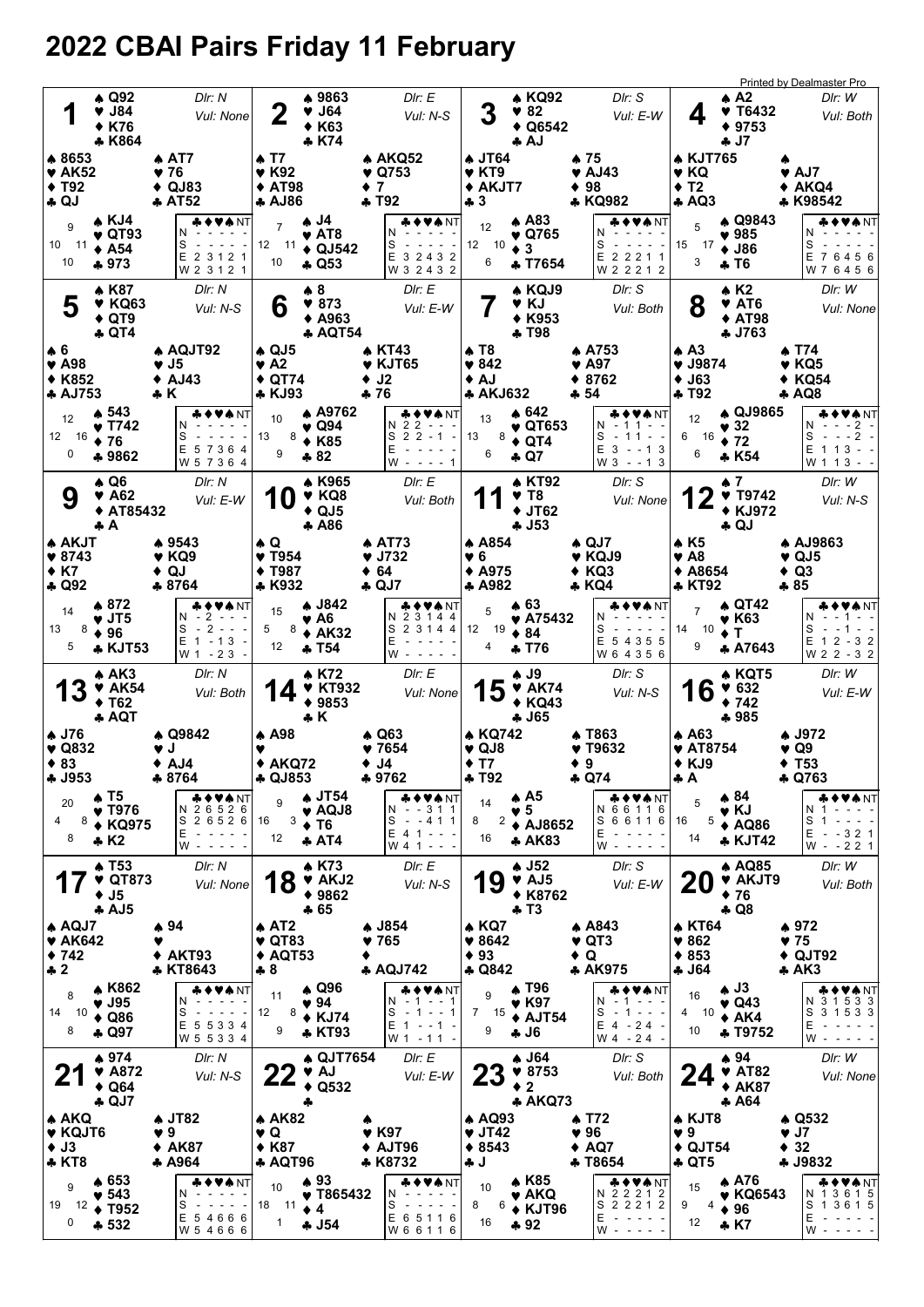# 2022 CBAI Pairs Friday 11 February

Printed by Dealmaster Pro

## Board 1
Dlr: N, Vul: None

- North: ♠ Q92 ♥ J84 ♦ K76 ♣ K864
- West: ♠ 8653 ♥ AK52 ♦ T92 ♣ QJ
- East: ♠ AT7 ♥ 76 ♦ QJ83 ♣ AT52
- South: ♠ KJ4 ♥ QT93 ♦ A54 ♣ 973

HCP: N 9, W 10, E 11, S 10

| | ♣ | ♦ | ♥ | ♠ | NT |
|---|---|---|---|---|---|
| N | - | - | - | - | - |
| S | - | - | - | - | - |
| E | 2 | 3 | 1 | 2 | 1 |
| W | 2 | 3 | 1 | 2 | 1 |

## Board 2
Dlr: E, Vul: N-S

- North: ♠ 9863 ♥ J64 ♦ K63 ♣ K74
- West: ♠ T7 ♥ K92 ♦ AT98 ♣ AJ86
- East: ♠ AKQ52 ♥ Q753 ♦ 7 ♣ T92
- South: ♠ J4 ♥ AT8 ♦ QJ542 ♣ Q53

HCP: N 7, W 12, E 11, S 10

| | ♣ | ♦ | ♥ | ♠ | NT |
|---|---|---|---|---|---|
| N | - | - | - | - | - |
| S | - | - | - | - | - |
| E | 3 | 2 | 4 | 3 | 2 |
| W | 3 | 2 | 4 | 3 | 2 |

## Board 3
Dlr: S, Vul: E-W

- North: ♠ KQ92 ♥ 82 ♦ Q6542 ♣ AJ
- West: ♠ JT64 ♥ KT9 ♦ AKJT7 ♣ 3
- East: ♠ 75 ♥ AJ43 ♦ 98 ♣ KQ982
- South: ♠ A83 ♥ Q765 ♦ 3 ♣ T7654

HCP: N 12, W 12, E 10, S 6

| | ♣ | ♦ | ♥ | ♠ | NT |
|---|---|---|---|---|---|
| N | - | - | - | - | - |
| S | - | - | - | - | - |
| E | 2 | 2 | 2 | 1 | 1 |
| W | 2 | 2 | 2 | 1 | 2 |

## Board 4
Dlr: W, Vul: Both

- North: ♠ A2 ♥ T6432 ♦ 9753 ♣ J7
- West: ♠ KJT765 ♥ KQ ♦ T2 ♣ AQ3
- East: ♠ (void) ♥ AJ7 ♦ AKQ4 ♣ K98542
- South: ♠ Q9843 ♥ 985 ♦ J86 ♣ T6

HCP: N 5, W 15, E 17, S 3

| | ♣ | ♦ | ♥ | ♠ | NT |
|---|---|---|---|---|---|
| N | - | - | - | - | - |
| S | - | - | - | - | - |
| E | 7 | 6 | 4 | 5 | 6 |
| W | 7 | 6 | 4 | 5 | 6 |

## Board 5
Dlr: N, Vul: N-S

- North: ♠ K87 ♥ KQ63 ♦ QT9 ♣ QT4
- West: ♠ 6 ♥ A98 ♦ K852 ♣ AJ753
- East: ♠ AQJT92 ♥ J5 ♦ AJ43 ♣ K
- South: ♠ 543 ♥ T742 ♦ 76 ♣ 9862

HCP: N 12, W 12, E 16, S 0

| | ♣ | ♦ | ♥ | ♠ | NT |
|---|---|---|---|---|---|
| N | - | - | - | - | - |
| S | - | - | - | - | - |
| E | 5 | 7 | 3 | 6 | 4 |
| W | 5 | 7 | 3 | 6 | 4 |

## Board 6
Dlr: E, Vul: E-W

- North: ♠ 8 ♥ 873 ♦ A963 ♣ AQT54
- West: ♠ QJ5 ♥ A2 ♦ QT74 ♣ KJ93
- East: ♠ KT43 ♥ KJT65 ♦ J2 ♣ 76
- South: ♠ A9762 ♥ Q94 ♦ K85 ♣ 82

HCP: N 10, W 13, E 8, S 9

| | ♣ | ♦ | ♥ | ♠ | NT |
|---|---|---|---|---|---|
| N | 2 | 2 | - | - | - |
| S | 2 | 2 | - | 1 | - |
| E | - | - | - | - | - |
| W | - | - | - | - | 1 |

## Board 7
Dlr: S, Vul: Both

- North: ♠ KQJ9 ♥ KJ ♦ K953 ♣ T98
- West: ♠ T8 ♥ 842 ♦ AJ ♣ AKJ632
- East: ♠ A753 ♥ A97 ♦ 8762 ♣ 54
- South: ♠ 642 ♥ QT653 ♦ QT4 ♣ Q7

HCP: N 13, W 13, E 8, S 6

| | ♣ | ♦ | ♥ | ♠ | NT |
|---|---|---|---|---|---|
| N | - | 1 | 1 | - | - |
| S | - | 1 | 1 | - | - |
| E | 3 | - | - | 1 | 3 |
| W | 3 | - | - | 1 | 3 |

## Board 8
Dlr: W, Vul: None

- North: ♠ K2 ♥ AT6 ♦ AT98 ♣ J763
- West: ♠ A3 ♥ J9874 ♦ J63 ♣ T92
- East: ♠ T74 ♥ KQ5 ♦ KQ54 ♣ AQ8
- South: ♠ QJ9865 ♥ 32 ♦ 72 ♣ K54

HCP: N 12, W 6, E 16, S 6

| | ♣ | ♦ | ♥ | ♠ | NT |
|---|---|---|---|---|---|
| N | - | - | - | 2 | - |
| S | - | - | - | 2 | - |
| E | 1 | 1 | 3 | - | - |
| W | 1 | 1 | 3 | - | - |

## Board 9
Dlr: N, Vul: E-W

- North: ♠ Q6 ♥ A62 ♦ AT85432 ♣ A
- West: ♠ AKJT ♥ 8743 ♦ K7 ♣ Q92
- East: ♠ 9543 ♥ KQ9 ♦ QJ ♣ 8764
- South: ♠ 872 ♥ JT5 ♦ 96 ♣ KJT53

HCP: N 14, W 13, E 8, S 5

| | ♣ | ♦ | ♥ | ♠ | NT |
|---|---|---|---|---|---|
| N | - | 2 | - | - | - |
| S | - | 2 | - | - | - |
| E | 1 | - | 1 | 3 | - |
| W | 1 | - | 2 | 3 | - |

## Board 10
Dlr: E, Vul: Both

- North: ♠ K965 ♥ KQ8 ♦ QJ5 ♣ A86
- West: ♠ Q ♥ T954 ♦ T987 ♣ K932
- East: ♠ AT73 ♥ J732 ♦ 64 ♣ QJ7
- South: ♠ J842 ♥ A6 ♦ AK32 ♣ T54

HCP: N 15, W 5, E 8, S 12

| | ♣ | ♦ | ♥ | ♠ | NT |
|---|---|---|---|---|---|
| N | 2 | 3 | 1 | 4 | 4 |
| S | 2 | 3 | 1 | 4 | 4 |
| E | - | - | - | - | - |
| W | - | - | - | - | - |

## Board 11
Dlr: S, Vul: None

- North: ♠ KT92 ♥ T8 ♦ JT62 ♣ J53
- West: ♠ A854 ♥ 6 ♦ A975 ♣ A982
- East: ♠ QJ7 ♥ KQJ9 ♦ KQ3 ♣ KQ4
- South: ♠ 63 ♥ A75432 ♦ 84 ♣ T76

HCP: N 5, W 12, E 19, S 4

| | ♣ | ♦ | ♥ | ♠ | NT |
|---|---|---|---|---|---|
| N | - | - | - | - | - |
| S | - | - | - | - | - |
| E | 5 | 4 | 3 | 5 | 5 |
| W | 6 | 4 | 3 | 5 | 6 |

## Board 12
Dlr: W, Vul: N-S

- North: ♠ 7 ♥ T9742 ♦ KJ972 ♣ QJ
- West: ♠ K5 ♥ A8 ♦ A8654 ♣ KT92
- East: ♠ AJ9863 ♥ QJ5 ♦ Q3 ♣ 85
- South: ♠ QT42 ♥ K63 ♦ T ♣ A7643

HCP: N 7, W 14, E 10, S 9

| | ♣ | ♦ | ♥ | ♠ | NT |
|---|---|---|---|---|---|
| N | - | - | 1 | - | - |
| S | - | - | 1 | - | - |
| E | 1 | 2 | - | 3 | 2 |
| W | 2 | 2 | - | 3 | 2 |

## Board 13
Dlr: N, Vul: Both

- North: ♠ AK3 ♥ AK54 ♦ T62 ♣ AQT
- West: ♠ J76 ♥ Q832 ♦ 83 ♣ J953
- East: ♠ Q9842 ♥ J ♦ AJ4 ♣ 8764
- South: ♠ T5 ♥ T976 ♦ KQ975 ♣ K2

HCP: N 20, W 4, E 8, S 8

| | ♣ | ♦ | ♥ | ♠ | NT |
|---|---|---|---|---|---|
| N | 2 | 6 | 5 | 2 | 6 |
| S | 2 | 6 | 5 | 2 | 6 |
| E | - | - | - | - | - |
| W | - | - | - | - | - |

## Board 14
Dlr: E, Vul: None

- North: ♠ K72 ♥ KT932 ♦ 9853 ♣ K
- West: ♠ A98 ♥ (void) ♦ AKQ72 ♣ QJ853
- East: ♠ Q63 ♥ 7654 ♦ J4 ♣ 9762
- South: ♠ JT54 ♥ AQJ8 ♦ T6 ♣ AT4

HCP: N 9, W 16, E 3, S 12

| | ♣ | ♦ | ♥ | ♠ | NT |
|---|---|---|---|---|---|
| N | - | - | 3 | 1 | 1 |
| S | - | - | 4 | 1 | 1 |
| E | 4 | 1 | - | - | - |
| W | 4 | 1 | - | - | - |

## Board 15
Dlr: S, Vul: N-S

- North: ♠ J9 ♥ AK74 ♦ KQ43 ♣ J65
- West: ♠ KQ742 ♥ QJ8 ♦ T7 ♣ T92
- East: ♠ T863 ♥ T9632 ♦ 9 ♣ Q74
- South: ♠ A5 ♥ 5 ♦ AJ8652 ♣ AK83

HCP: N 14, W 8, E 2, S 16

| | ♣ | ♦ | ♥ | ♠ | NT |
|---|---|---|---|---|---|
| N | 6 | 6 | 1 | 1 | 6 |
| S | 6 | 6 | 1 | 1 | 6 |
| E | - | - | - | - | - |
| W | - | - | - | - | - |

## Board 16
Dlr: W, Vul: E-W

- North: ♠ KQT5 ♥ 632 ♦ 742 ♣ 985
- West: ♠ A63 ♥ AT8754 ♦ KJ9 ♣ A
- East: ♠ J972 ♥ Q9 ♦ T53 ♣ Q763
- South: ♠ 84 ♥ KJ ♦ AQ86 ♣ KJT42

HCP: N 5, W 16, E 5, S 14

| | ♣ | ♦ | ♥ | ♠ | NT |
|---|---|---|---|---|---|
| N | 1 | - | - | - | - |
| S | 1 | - | - | - | - |
| E | - | - | 3 | 2 | 1 |
| W | - | - | 2 | 2 | 1 |

## Board 17
Dlr: N, Vul: None

- North: ♠ T53 ♥ QT873 ♦ J5 ♣ AJ5
- West: ♠ AQJ7 ♥ AK642 ♦ 742 ♣ 2
- East: ♠ 94 ♥ (void) ♦ AKT93 ♣ KT8643
- South: ♠ K862 ♥ J95 ♦ Q86 ♣ Q97

HCP: N 8, W 14, E 10, S 8

| | ♣ | ♦ | ♥ | ♠ | NT |
|---|---|---|---|---|---|
| N | - | - | - | - | - |
| S | - | - | - | - | - |
| E | 5 | 5 | 3 | 3 | 4 |
| W | 5 | 5 | 3 | 3 | 4 |

## Board 18
Dlr: E, Vul: N-S

- North: ♠ K73 ♥ AKJ2 ♦ 9862 ♣ 65
- West: ♠ AT2 ♥ QT83 ♦ AQT53 ♣ 8
- East: ♠ J854 ♥ 765 ♦ (void) ♣ AQJ742
- South: ♠ Q96 ♥ 94 ♦ KJ74 ♣ KT93

HCP: N 11, W 12, E 8, S 9

| | ♣ | ♦ | ♥ | ♠ | NT |
|---|---|---|---|---|---|
| N | - | 1 | - | - | 1 |
| S | - | 1 | - | - | 1 |
| E | 1 | - | - | 1 | - |
| W | 1 | - | 1 | 1 | - |

## Board 19
Dlr: S, Vul: E-W

- North: ♠ J52 ♥ AJ5 ♦ K8762 ♣ T3
- West: ♠ KQ7 ♥ 8642 ♦ 93 ♣ Q842
- East: ♠ A843 ♥ QT3 ♦ Q ♣ AK975
- South: ♠ T96 ♥ K97 ♦ AJT54 ♣ J6

HCP: N 9, W 7, E 15, S 9

| | ♣ | ♦ | ♥ | ♠ | NT |
|---|---|---|---|---|---|
| N | - | 1 | - | - | - |
| S | - | 1 | - | - | - |
| E | 4 | - | 2 | 4 | - |
| W | 4 | - | 2 | 4 | - |

## Board 20
Dlr: W, Vul: Both

- North: ♠ AQ85 ♥ AKJT9 ♦ 76 ♣ Q8
- West: ♠ KT64 ♥ 862 ♦ 853 ♣ J64
- East: ♠ 972 ♥ 75 ♦ QJT92 ♣ AK3
- South: ♠ J3 ♥ Q43 ♦ AK4 ♣ T9752

HCP: N 16, W 4, E 10, S 10

| | ♣ | ♦ | ♥ | ♠ | NT |
|---|---|---|---|---|---|
| N | 3 | 1 | 5 | 3 | 3 |
| S | 3 | 1 | 5 | 3 | 3 |
| E | - | - | - | - | - |
| W | - | - | - | - | - |

## Board 21
Dlr: N, Vul: N-S

- North: ♠ 974 ♥ A872 ♦ Q64 ♣ QJ7
- West: ♠ AKQ ♥ KQJT6 ♦ J3 ♣ KT8
- East: ♠ JT82 ♥ 9 ♦ AK87 ♣ A964
- South: ♠ 653 ♥ 543 ♦ T952 ♣ 532

HCP: N 9, W 19, E 12, S 0

| | ♣ | ♦ | ♥ | ♠ | NT |
|---|---|---|---|---|---|
| N | - | - | - | - | - |
| S | - | - | - | - | - |
| E | 5 | 4 | 6 | 6 | 6 |
| W | 5 | 4 | 6 | 6 | 6 |

## Board 22
Dlr: E, Vul: E-W

- North: ♠ QJT7654 ♥ AJ ♦ Q532 ♣ (void)
- West: ♠ AK82 ♥ Q ♦ K87 ♣ AQT96
- East: ♠ (void) ♥ K97 ♦ AJT96 ♣ K8732
- South: ♠ 93 ♥ T865432 ♦ 4 ♣ J54

HCP: N 10, W 18, E 11, S 1

| | ♣ | ♦ | ♥ | ♠ | NT |
|---|---|---|---|---|---|
| N | - | - | - | - | - |
| S | - | - | - | - | - |
| E | 6 | 5 | 1 | 1 | 6 |
| W | 6 | 6 | 1 | 1 | 6 |

## Board 23
Dlr: S, Vul: Both

- North: ♠ J64 ♥ 8753 ♦ 2 ♣ AKQ73
- West: ♠ AQ93 ♥ JT42 ♦ 8543 ♣ J
- East: ♠ T72 ♥ 96 ♦ AQ7 ♣ T8654
- South: ♠ K85 ♥ AKQ ♦ KJT96 ♣ 92

HCP: N 10, W 8, E 6, S 16

| | ♣ | ♦ | ♥ | ♠ | NT |
|---|---|---|---|---|---|
| N | 2 | 2 | 2 | 1 | 2 |
| S | 2 | 2 | 2 | 1 | 2 |
| E | - | - | - | - | - |
| W | - | - | - | - | - |

## Board 24
Dlr: W, Vul: None

- North: ♠ 94 ♥ AT82 ♦ AK87 ♣ A64
- West: ♠ KJT8 ♥ 9 ♦ QJT54 ♣ QT5
- East: ♠ Q532 ♥ J7 ♦ 32 ♣ J9832
- South: ♠ A76 ♥ KQ6543 ♦ 96 ♣ K7

HCP: N 15, W 9, E 4, S 12

| | ♣ | ♦ | ♥ | ♠ | NT |
|---|---|---|---|---|---|
| N | 1 | 3 | 6 | 1 | 5 |
| S | 1 | 3 | 6 | 1 | 5 |
| E | - | - | - | - | - |
| W | - | - | - | - | - |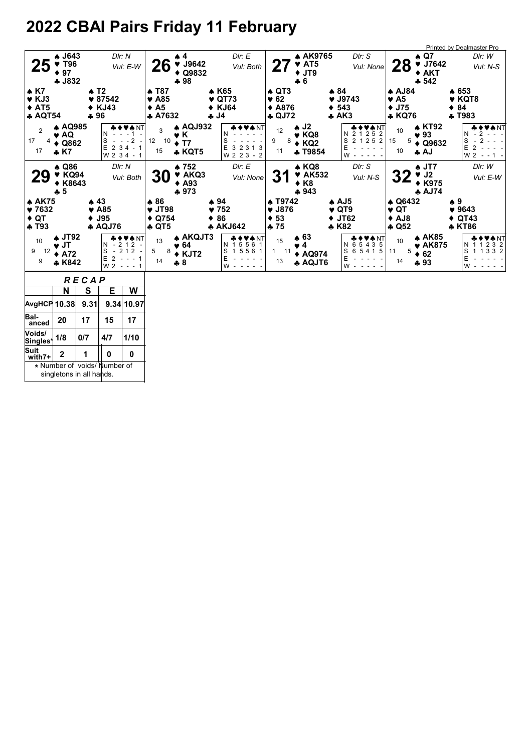# 2022 CBAI Pairs Friday 11 February

Printed by Dealmaster Pro

## Board 25

Dlr: N
Vul: E-W

North: ♠ J643 ♥ T96 ♦ 97 ♣ J832

West: ♠ K7 ♥ KJ3 ♦ AT5 ♣ AQT54

East: ♠ T2 ♥ 87542 ♦ KJ43 ♣ 96

South: ♠ AQ985 ♥ AQ ♦ Q862 ♣ K7

HCP: N 2, E 4, S 17, W 17

| | ♣ | ♦ | ♥ | ♠ | NT |
|---|---|---|---|---|---|
| N | - | - | - | 1 | - |
| S | - | - | - | 2 | - |
| E | 2 | 3 | 4 | - | 1 |
| W | 2 | 3 | 4 | - | 1 |

## Board 26

Dlr: E
Vul: Both

North: ♠ 4 ♥ J9642 ♦ Q9832 ♣ 98

West: ♠ T87 ♥ A85 ♦ A5 ♣ A7632

East: ♠ K65 ♥ QT73 ♦ KJ64 ♣ J4

South: ♠ AQJ932 ♥ K ♦ T7 ♣ KQT5

HCP: N 3, E 10, S 15, W 12

| | ♣ | ♦ | ♥ | ♠ | NT |
|---|---|---|---|---|---|
| N | - | - | - | - | - |
| S | - | - | - | - | - |
| E | 3 | 2 | 3 | 1 | 3 |
| W | 2 | 2 | 3 | - | 2 |

## Board 27

Dlr: S
Vul: None

North: ♠ AK9765 ♥ AT5 ♦ JT9 ♣ 6

West: ♠ QT3 ♥ 62 ♦ A876 ♣ QJ72

East: ♠ 84 ♥ J9743 ♦ 543 ♣ AK3

South: ♠ J2 ♥ KQ8 ♦ KQ2 ♣ T9854

HCP: N 12, E 8, S 11, W 9

| | ♣ | ♦ | ♥ | ♠ | NT |
|---|---|---|---|---|---|
| N | 2 | 1 | 2 | 5 | 2 |
| S | 2 | 1 | 2 | 5 | 2 |
| E | - | - | - | - | - |
| W | - | - | - | - | - |

## Board 28

Dlr: W
Vul: N-S

North: ♠ Q7 ♥ J7642 ♦ AKT ♣ 542

West: ♠ AJ84 ♥ A5 ♦ J75 ♣ KQ76

East: ♠ 653 ♥ KQT8 ♦ 84 ♣ T983

South: ♠ KT92 ♥ 93 ♦ Q9632 ♣ AJ

HCP: N 10, E 5, S 10, W 15

| | ♣ | ♦ | ♥ | ♠ | NT |
|---|---|---|---|---|---|
| N | - | 2 | - | - | - |
| S | - | 2 | - | - | - |
| E | 2 | - | - | - | - |
| W | 2 | - | - | 1 | - |

## Board 29

Dlr: N
Vul: Both

North: ♠ Q86 ♥ KQ94 ♦ K8643 ♣ 5

West: ♠ AK75 ♥ 7632 ♦ QT ♣ T93

East: ♠ 43 ♥ A85 ♦ J95 ♣ AQJ76

South: ♠ JT92 ♥ JT ♦ A72 ♣ K842

HCP: N 10, E 12, S 9, W 9

| | ♣ | ♦ | ♥ | ♠ | NT |
|---|---|---|---|---|---|
| N | - | 2 | 1 | 2 | - |
| S | - | 2 | 1 | 2 | - |
| E | 2 | - | - | - | 1 |
| W | 2 | - | - | - | 1 |

## Board 30

Dlr: E
Vul: None

North: ♠ 752 ♥ AKQ3 ♦ A93 ♣ 973

West: ♠ 86 ♥ JT98 ♦ Q754 ♣ QT5

East: ♠ 94 ♥ 752 ♦ 86 ♣ AKJ642

South: ♠ AKQJT3 ♥ 64 ♦ KJT2 ♣ 8

HCP: N 13, E 8, S 14, W 5

| | ♣ | ♦ | ♥ | ♠ | NT |
|---|---|---|---|---|---|
| N | 1 | 5 | 5 | 6 | 1 |
| S | 1 | 5 | 5 | 6 | 1 |
| E | - | - | - | - | - |
| W | - | - | - | - | - |

## Board 31

Dlr: S
Vul: N-S

North: ♠ KQ8 ♥ AK532 ♦ K8 ♣ 943

West: ♠ T9742 ♥ J876 ♦ 53 ♣ 75

East: ♠ AJ5 ♥ QT9 ♦ JT62 ♣ K82

South: ♠ 63 ♥ 4 ♦ AQ974 ♣ AQJT6

HCP: N 15, E 11, S 13, W 1

| | ♣ | ♦ | ♥ | ♠ | NT |
|---|---|---|---|---|---|
| N | 6 | 5 | 4 | 3 | 5 |
| S | 6 | 5 | 4 | 1 | 5 |
| E | - | - | - | - | - |
| W | - | - | - | - | - |

## Board 32

Dlr: W
Vul: E-W

North: ♠ JT7 ♥ J2 ♦ K975 ♣ AJ74

West: ♠ Q6432 ♥ QT ♦ AJ8 ♣ Q52

East: ♠ 9 ♥ 9643 ♦ QT43 ♣ KT86

South: ♠ AK85 ♥ AK875 ♦ 62 ♣ 93

HCP: N 10, E 5, S 14, W 11

| | ♣ | ♦ | ♥ | ♠ | NT |
|---|---|---|---|---|---|
| N | 1 | 1 | 2 | 3 | 2 |
| S | 1 | 1 | 3 | 3 | 2 |
| E | - | - | - | - | - |
| W | - | - | - | - | - |

## RECAP

| | N | S | E | W |
|---|---|---|---|---|
| AvgHCP | 10.38 | 9.31 | 9.34 | 10.97 |
| Balanced | 20 | 17 | 15 | 17 |
| Voids/ Singles* | 1/8 | 0/7 | 4/7 | 1/10 |
| Suit with7+ | 2 | 1 | 0 | 0 |

* Number of voids/ Number of singletons in all hands.